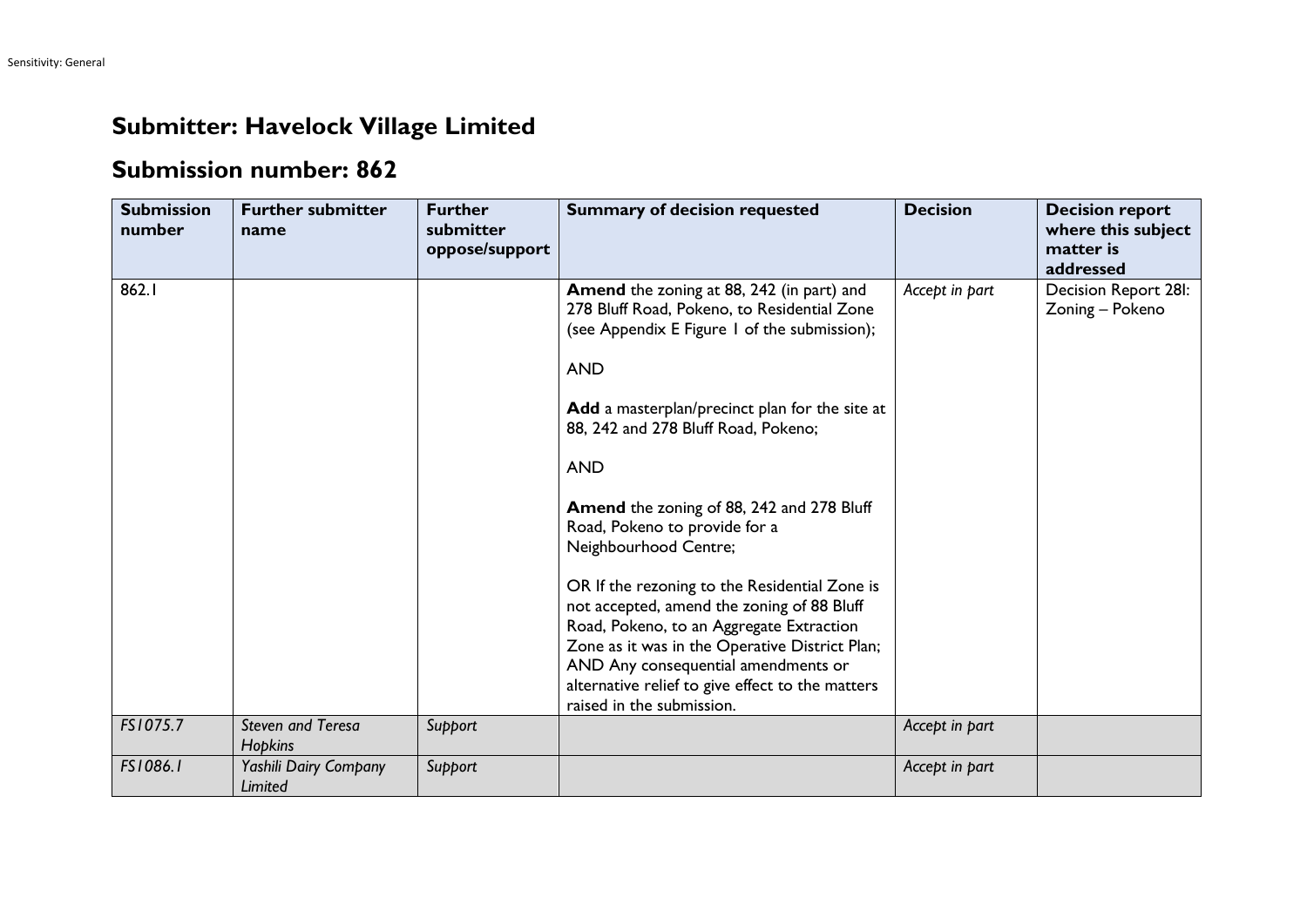# Submitter: Havelock Village Limited

## Submission number: 862

| Submission number | Further submitter name | Further submitter oppose/support | Summary of decision requested | Decision | Decision report where this subject matter is addressed |
|---|---|---|---|---|---|
| 862.1 | | | **Amend** the zoning at 88, 242 (in part) and 278 Bluff Road, Pokeno, to Residential Zone (see Appendix E Figure 1 of the submission);<br><br>AND<br><br>**Add** a masterplan/precinct plan for the site at 88, 242 and 278 Bluff Road, Pokeno;<br><br>AND<br><br>**Amend** the zoning of 88, 242 and 278 Bluff Road, Pokeno to provide for a Neighbourhood Centre;<br><br>OR If the rezoning to the Residential Zone is not accepted, amend the zoning of 88 Bluff Road, Pokeno, to an Aggregate Extraction Zone as it was in the Operative District Plan; AND Any consequential amendments or alternative relief to give effect to the matters raised in the submission. | *Accept in part* | Decision Report 28I: Zoning – Pokeno |
| *FS1075.7* | *Steven and Teresa Hopkins* | *Support* | | *Accept in part* | |
| *FS1086.1* | *Yashili Dairy Company Limited* | *Support* | | *Accept in part* | |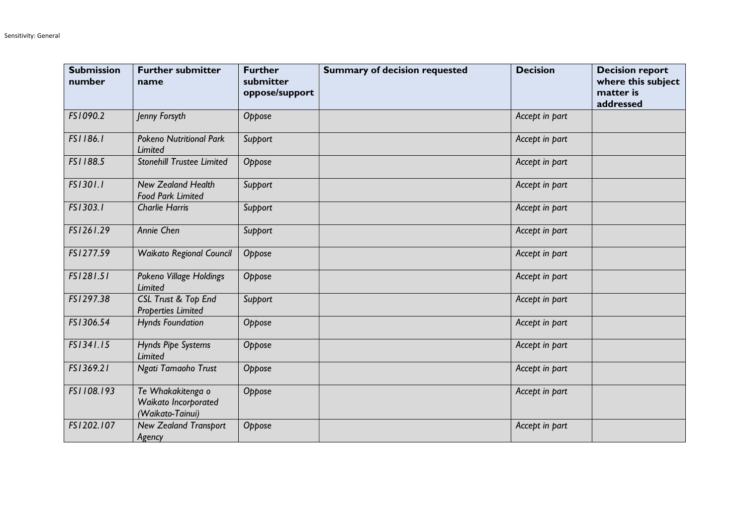| Submission number | Further submitter name | Further submitter oppose/support | Summary of decision requested | Decision | Decision report where this subject matter is addressed |
|---|---|---|---|---|---|
| FS1090.2 | *Jenny Forsyth* | *Oppose* | | *Accept in part* | |
| FS1186.1 | *Pokeno Nutritional Park Limited* | *Support* | | *Accept in part* | |
| FS1188.5 | *Stonehill Trustee Limited* | *Oppose* | | *Accept in part* | |
| FS1301.1 | *New Zealand Health Food Park Limited* | *Support* | | *Accept in part* | |
| FS1303.1 | *Charlie Harris* | *Support* | | *Accept in part* | |
| FS1261.29 | *Annie Chen* | *Support* | | *Accept in part* | |
| FS1277.59 | *Waikato Regional Council* | *Oppose* | | *Accept in part* | |
| FS1281.51 | *Pokeno Village Holdings Limited* | *Oppose* | | *Accept in part* | |
| FS1297.38 | *CSL Trust & Top End Properties Limited* | *Support* | | *Accept in part* | |
| FS1306.54 | *Hynds Foundation* | *Oppose* | | *Accept in part* | |
| FS1341.15 | *Hynds Pipe Systems Limited* | *Oppose* | | *Accept in part* | |
| FS1369.21 | *Ngati Tamaoho Trust* | *Oppose* | | *Accept in part* | |
| FS1108.193 | *Te Whakakitenga o Waikato Incorporated (Waikato-Tainui)* | *Oppose* | | *Accept in part* | |
| FS1202.107 | *New Zealand Transport Agency* | *Oppose* | | *Accept in part* | |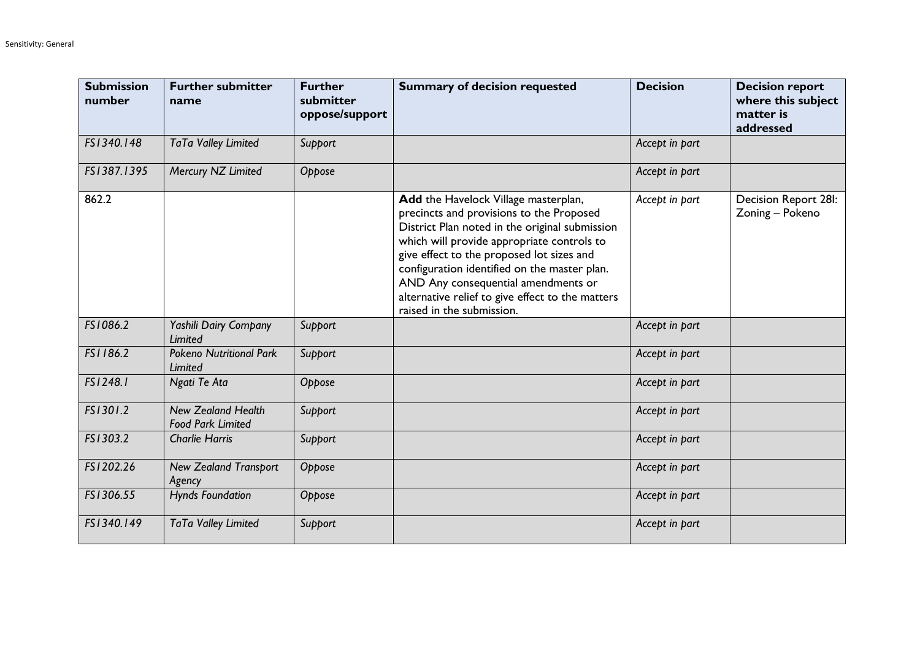| Submission number | Further submitter name | Further submitter oppose/support | Summary of decision requested | Decision | Decision report where this subject matter is addressed |
|---|---|---|---|---|---|
| *FS1340.148* | *TaTa Valley Limited* | *Support* | | *Accept in part* | |
| *FS1387.1395* | *Mercury NZ Limited* | *Oppose* | | *Accept in part* | |
| 862.2 | | | **Add** the Havelock Village masterplan, precincts and provisions to the Proposed District Plan noted in the original submission which will provide appropriate controls to give effect to the proposed lot sizes and configuration identified on the master plan. AND Any consequential amendments or alternative relief to give effect to the matters raised in the submission. | *Accept in part* | Decision Report 28I: Zoning – Pokeno |
| *FS1086.2* | *Yashili Dairy Company Limited* | *Support* | | *Accept in part* | |
| *FS1186.2* | *Pokeno Nutritional Park Limited* | *Support* | | *Accept in part* | |
| *FS1248.1* | *Ngati Te Ata* | *Oppose* | | *Accept in part* | |
| *FS1301.2* | *New Zealand Health Food Park Limited* | *Support* | | *Accept in part* | |
| *FS1303.2* | *Charlie Harris* | *Support* | | *Accept in part* | |
| *FS1202.26* | *New Zealand Transport Agency* | *Oppose* | | *Accept in part* | |
| *FS1306.55* | *Hynds Foundation* | *Oppose* | | *Accept in part* | |
| *FS1340.149* | *TaTa Valley Limited* | *Support* | | *Accept in part* | |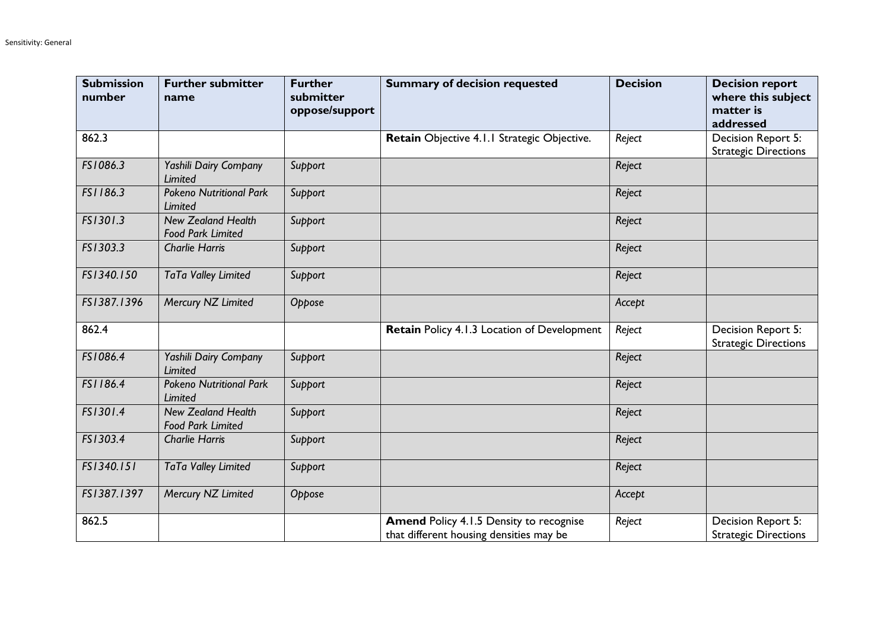| Submission number | Further submitter name | Further submitter oppose/support | Summary of decision requested | Decision | Decision report where this subject matter is addressed |
|---|---|---|---|---|---|
| 862.3 | | | **Retain** Objective 4.1.1 Strategic Objective. | *Reject* | Decision Report 5: Strategic Directions |
| *FS1086.3* | *Yashili Dairy Company Limited* | *Support* | | *Reject* | |
| *FS1186.3* | *Pokeno Nutritional Park Limited* | *Support* | | *Reject* | |
| *FS1301.3* | *New Zealand Health Food Park Limited* | *Support* | | *Reject* | |
| *FS1303.3* | *Charlie Harris* | *Support* | | *Reject* | |
| *FS1340.150* | *TaTa Valley Limited* | *Support* | | *Reject* | |
| *FS1387.1396* | *Mercury NZ Limited* | *Oppose* | | *Accept* | |
| 862.4 | | | **Retain** Policy 4.1.3 Location of Development | *Reject* | Decision Report 5: Strategic Directions |
| *FS1086.4* | *Yashili Dairy Company Limited* | *Support* | | *Reject* | |
| *FS1186.4* | *Pokeno Nutritional Park Limited* | *Support* | | *Reject* | |
| *FS1301.4* | *New Zealand Health Food Park Limited* | *Support* | | *Reject* | |
| *FS1303.4* | *Charlie Harris* | *Support* | | *Reject* | |
| *FS1340.151* | *TaTa Valley Limited* | *Support* | | *Reject* | |
| *FS1387.1397* | *Mercury NZ Limited* | *Oppose* | | *Accept* | |
| 862.5 | | | **Amend** Policy 4.1.5 Density to recognise that different housing densities may be | *Reject* | Decision Report 5: Strategic Directions |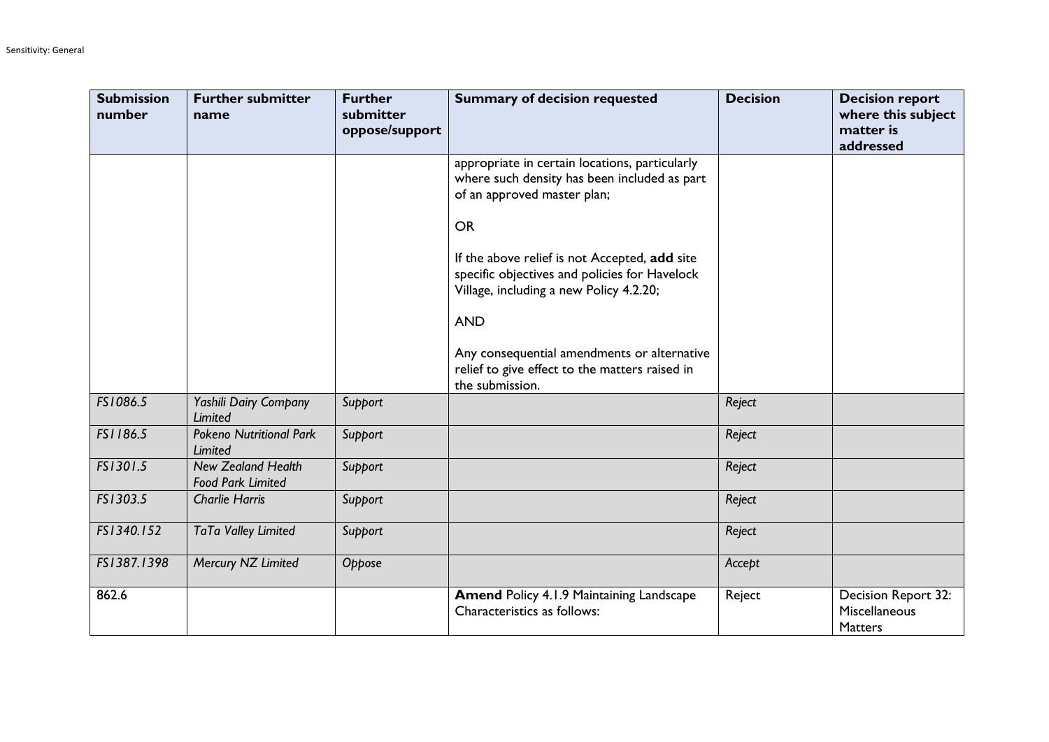| Submission number | Further submitter name | Further submitter oppose/support | Summary of decision requested | Decision | Decision report where this subject matter is addressed |
|---|---|---|---|---|---|
| | | | appropriate in certain locations, particularly where such density has been included as part of an approved master plan;<br><br>OR<br><br>If the above relief is not Accepted, **add** site specific objectives and policies for Havelock Village, including a new Policy 4.2.20;<br><br>AND<br><br>Any consequential amendments or alternative relief to give effect to the matters raised in the submission. | | |
| *FS1086.5* | *Yashili Dairy Company Limited* | *Support* | | *Reject* | |
| *FS1186.5* | *Pokeno Nutritional Park Limited* | *Support* | | *Reject* | |
| *FS1301.5* | *New Zealand Health Food Park Limited* | *Support* | | *Reject* | |
| *FS1303.5* | *Charlie Harris* | *Support* | | *Reject* | |
| *FS1340.152* | *TaTa Valley Limited* | *Support* | | *Reject* | |
| *FS1387.1398* | *Mercury NZ Limited* | *Oppose* | | *Accept* | |
| 862.6 | | | **Amend** Policy 4.1.9 Maintaining Landscape Characteristics as follows: | Reject | Decision Report 32: Miscellaneous Matters |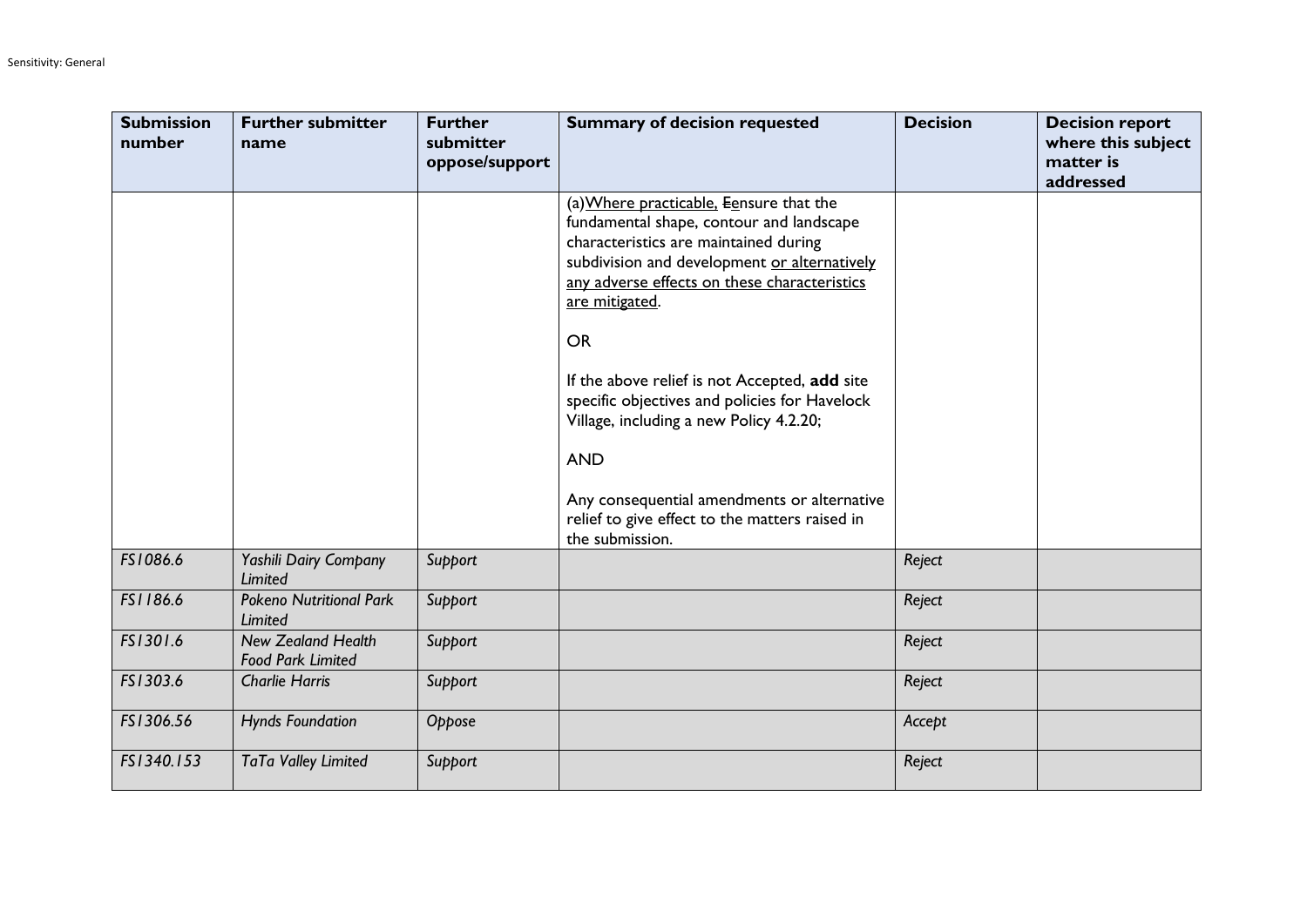| Submission number | Further submitter name | Further submitter oppose/support | Summary of decision requested | Decision | Decision report where this subject matter is addressed |
|---|---|---|---|---|---|
| | | | (a)<u>Where practicable,</u> ~~E~~<u>e</u>nsure that the fundamental shape, contour and landscape characteristics are maintained during subdivision and development <u>or alternatively any adverse effects on these characteristics are mitigated</u>.<br><br>OR<br><br>If the above relief is not Accepted, **add** site specific objectives and policies for Havelock Village, including a new Policy 4.2.20;<br><br>AND<br><br>Any consequential amendments or alternative relief to give effect to the matters raised in the submission. | | |
| *FS1086.6* | *Yashili Dairy Company Limited* | *Support* | | *Reject* | |
| *FS1186.6* | *Pokeno Nutritional Park Limited* | *Support* | | *Reject* | |
| *FS1301.6* | *New Zealand Health Food Park Limited* | *Support* | | *Reject* | |
| *FS1303.6* | *Charlie Harris* | *Support* | | *Reject* | |
| *FS1306.56* | *Hynds Foundation* | *Oppose* | | *Accept* | |
| *FS1340.153* | *TaTa Valley Limited* | *Support* | | *Reject* | |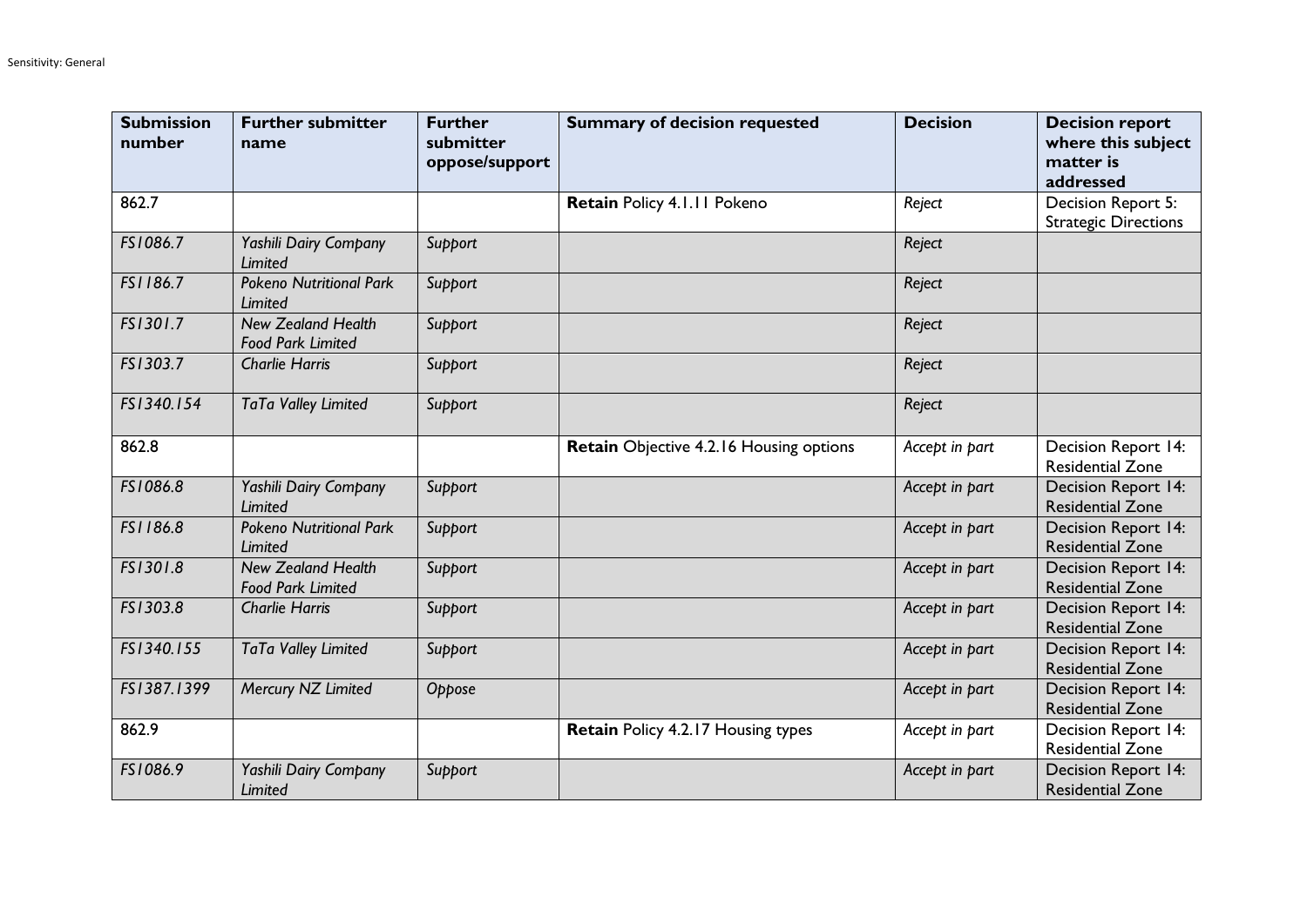| Submission number | Further submitter name | Further submitter oppose/support | Summary of decision requested | Decision | Decision report where this subject matter is addressed |
|---|---|---|---|---|---|
| 862.7 | | | **Retain** Policy 4.1.11 Pokeno | *Reject* | Decision Report 5: Strategic Directions |
| *FS1086.7* | *Yashili Dairy Company Limited* | *Support* | | *Reject* | |
| *FS1186.7* | *Pokeno Nutritional Park Limited* | *Support* | | *Reject* | |
| *FS1301.7* | *New Zealand Health Food Park Limited* | *Support* | | *Reject* | |
| *FS1303.7* | *Charlie Harris* | *Support* | | *Reject* | |
| *FS1340.154* | *TaTa Valley Limited* | *Support* | | *Reject* | |
| 862.8 | | | **Retain** Objective 4.2.16 Housing options | *Accept in part* | Decision Report 14: Residential Zone |
| *FS1086.8* | *Yashili Dairy Company Limited* | *Support* | | *Accept in part* | Decision Report 14: Residential Zone |
| *FS1186.8* | *Pokeno Nutritional Park Limited* | *Support* | | *Accept in part* | Decision Report 14: Residential Zone |
| *FS1301.8* | *New Zealand Health Food Park Limited* | *Support* | | *Accept in part* | Decision Report 14: Residential Zone |
| *FS1303.8* | *Charlie Harris* | *Support* | | *Accept in part* | Decision Report 14: Residential Zone |
| *FS1340.155* | *TaTa Valley Limited* | *Support* | | *Accept in part* | Decision Report 14: Residential Zone |
| *FS1387.1399* | *Mercury NZ Limited* | *Oppose* | | *Accept in part* | Decision Report 14: Residential Zone |
| 862.9 | | | **Retain** Policy 4.2.17 Housing types | *Accept in part* | Decision Report 14: Residential Zone |
| *FS1086.9* | *Yashili Dairy Company Limited* | *Support* | | *Accept in part* | Decision Report 14: Residential Zone |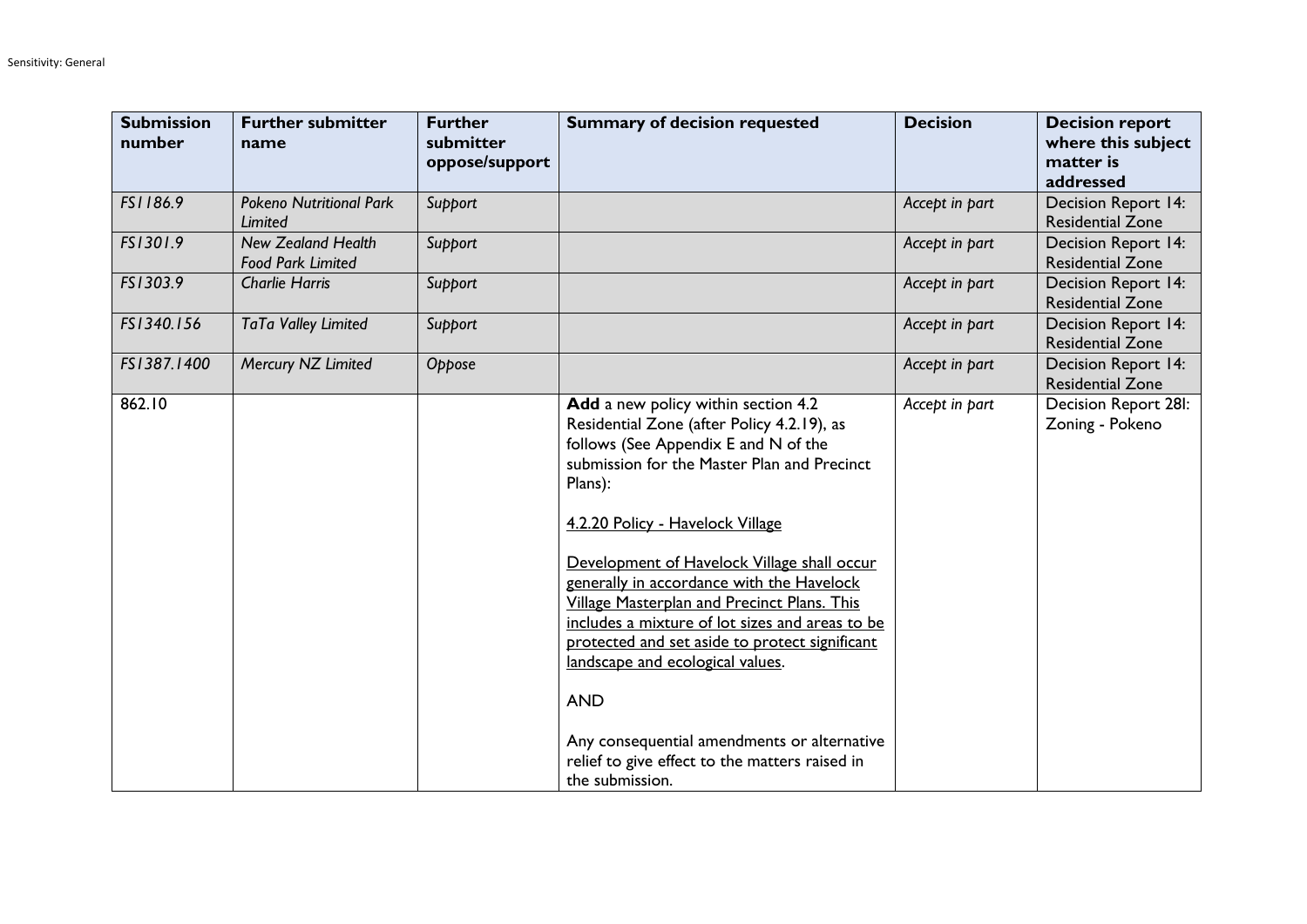| Submission number | Further submitter name | Further submitter oppose/support | Summary of decision requested | Decision | Decision report where this subject matter is addressed |
|---|---|---|---|---|---|
| *FS1186.9* | *Pokeno Nutritional Park Limited* | *Support* | | *Accept in part* | Decision Report 14: Residential Zone |
| *FS1301.9* | *New Zealand Health Food Park Limited* | *Support* | | *Accept in part* | Decision Report 14: Residential Zone |
| *FS1303.9* | *Charlie Harris* | *Support* | | *Accept in part* | Decision Report 14: Residential Zone |
| *FS1340.156* | *TaTa Valley Limited* | *Support* | | *Accept in part* | Decision Report 14: Residential Zone |
| *FS1387.1400* | *Mercury NZ Limited* | *Oppose* | | *Accept in part* | Decision Report 14: Residential Zone |
| 862.10 | | | **Add** a new policy within section 4.2 Residential Zone (after Policy 4.2.19), as follows (See Appendix E and N of the submission for the Master Plan and Precinct Plans):<br><br><u>4.2.20 Policy - Havelock Village</u><br><br><u>Development of Havelock Village shall occur generally in accordance with the Havelock Village Masterplan and Precinct Plans. This includes a mixture of lot sizes and areas to be protected and set aside to protect significant landscape and ecological values</u>.<br><br>AND<br><br>Any consequential amendments or alternative relief to give effect to the matters raised in the submission. | *Accept in part* | Decision Report 28I: Zoning - Pokeno |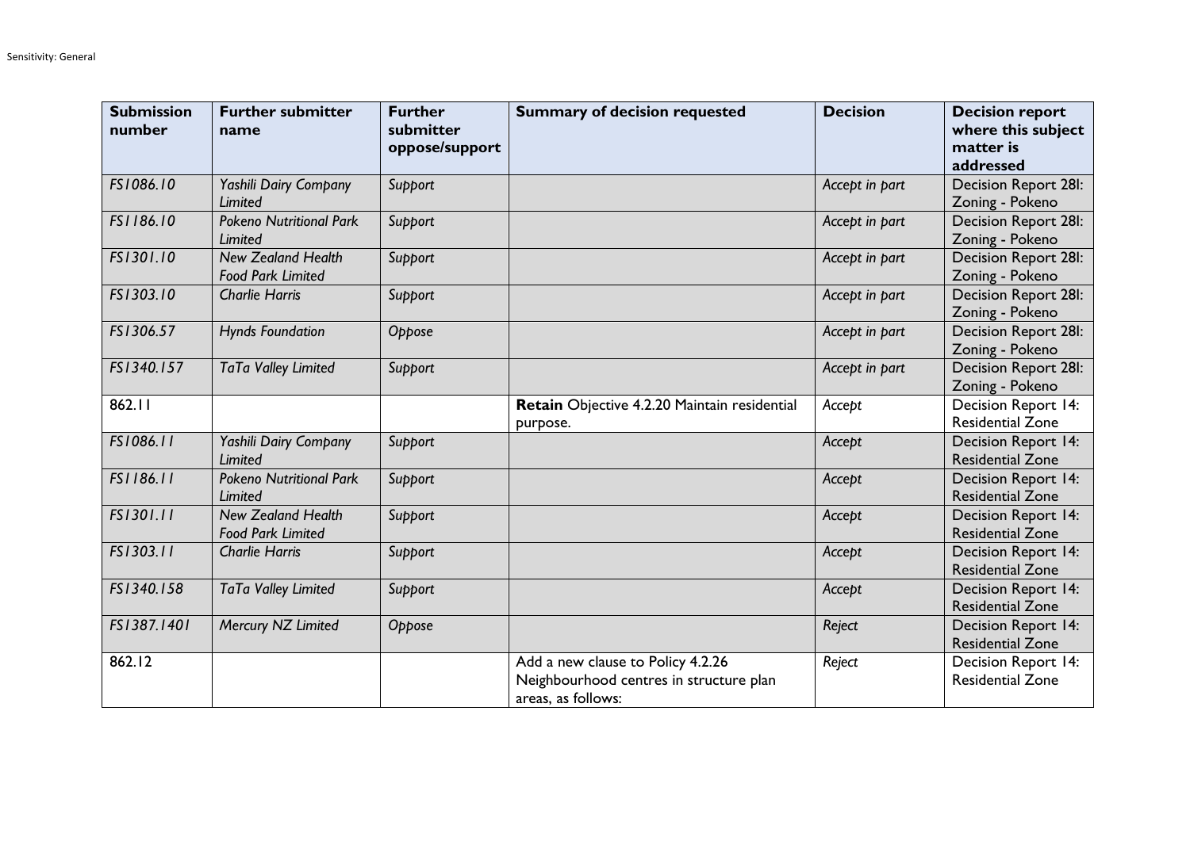| Submission number | Further submitter name | Further submitter oppose/support | Summary of decision requested | Decision | Decision report where this subject matter is addressed |
|---|---|---|---|---|---|
| *FS1086.10* | *Yashili Dairy Company Limited* | *Support* | | *Accept in part* | Decision Report 28I: Zoning - Pokeno |
| *FS1186.10* | *Pokeno Nutritional Park Limited* | *Support* | | *Accept in part* | Decision Report 28I: Zoning - Pokeno |
| *FS1301.10* | *New Zealand Health Food Park Limited* | *Support* | | *Accept in part* | Decision Report 28I: Zoning - Pokeno |
| *FS1303.10* | *Charlie Harris* | *Support* | | *Accept in part* | Decision Report 28I: Zoning - Pokeno |
| *FS1306.57* | *Hynds Foundation* | *Oppose* | | *Accept in part* | Decision Report 28I: Zoning - Pokeno |
| *FS1340.157* | *TaTa Valley Limited* | *Support* | | *Accept in part* | Decision Report 28I: Zoning - Pokeno |
| 862.11 | | | **Retain** Objective 4.2.20 Maintain residential purpose. | *Accept* | Decision Report 14: Residential Zone |
| *FS1086.11* | *Yashili Dairy Company Limited* | *Support* | | *Accept* | Decision Report 14: Residential Zone |
| *FS1186.11* | *Pokeno Nutritional Park Limited* | *Support* | | *Accept* | Decision Report 14: Residential Zone |
| *FS1301.11* | *New Zealand Health Food Park Limited* | *Support* | | *Accept* | Decision Report 14: Residential Zone |
| *FS1303.11* | *Charlie Harris* | *Support* | | *Accept* | Decision Report 14: Residential Zone |
| *FS1340.158* | *TaTa Valley Limited* | *Support* | | *Accept* | Decision Report 14: Residential Zone |
| *FS1387.1401* | *Mercury NZ Limited* | *Oppose* | | *Reject* | Decision Report 14: Residential Zone |
| 862.12 | | | Add a new clause to Policy 4.2.26 Neighbourhood centres in structure plan areas, as follows: | *Reject* | Decision Report 14: Residential Zone |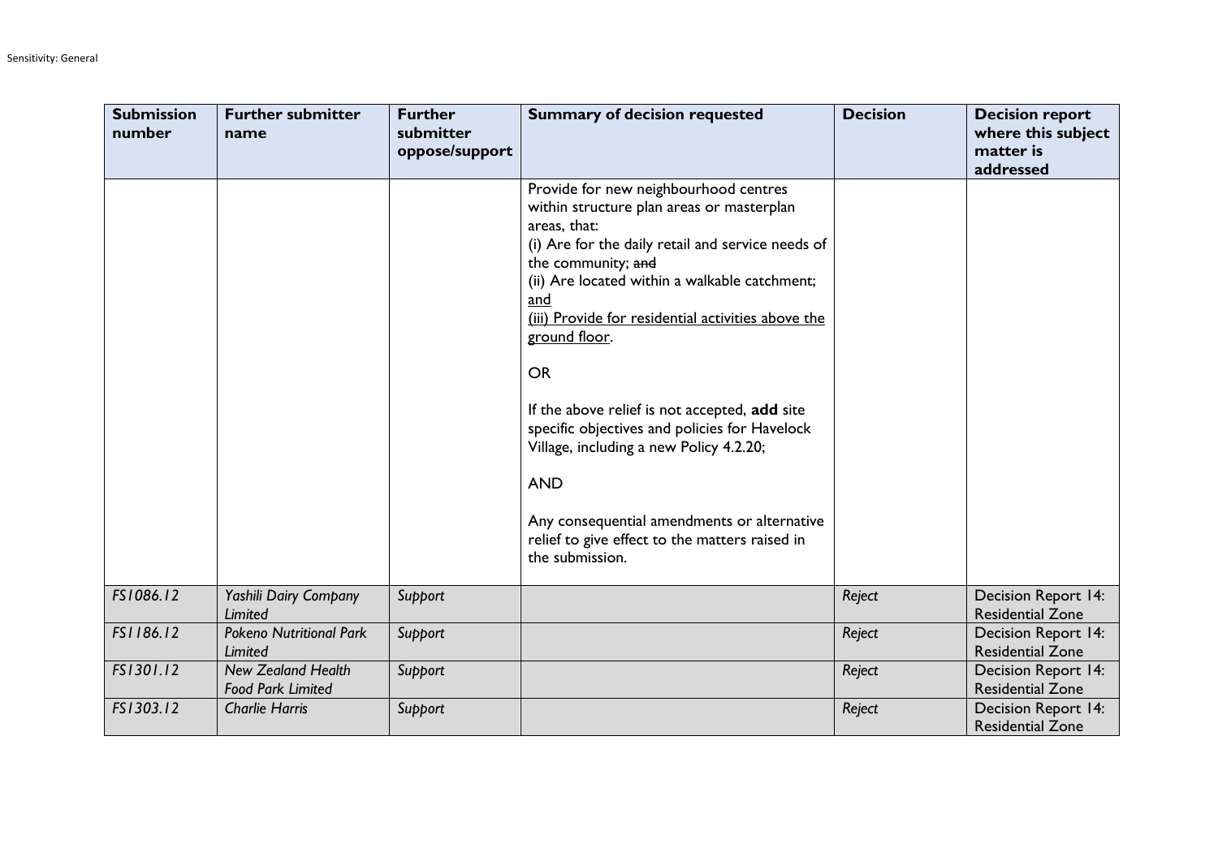| Submission number | Further submitter name | Further submitter oppose/support | Summary of decision requested | Decision | Decision report where this subject matter is addressed |
|---|---|---|---|---|---|
| | | | Provide for new neighbourhood centres within structure plan areas or masterplan areas, that:<br>(i) Are for the daily retail and service needs of the community; ~~and~~<br>(ii) Are located within a walkable catchment; <u>and</u><br><u>(iii) Provide for residential activities above the ground floor</u>.<br><br>OR<br><br>If the above relief is not accepted, **add** site specific objectives and policies for Havelock Village, including a new Policy 4.2.20;<br><br>AND<br><br>Any consequential amendments or alternative relief to give effect to the matters raised in the submission. | | |
| *FS1086.12* | *Yashili Dairy Company Limited* | *Support* | | *Reject* | Decision Report 14: Residential Zone |
| *FS1186.12* | *Pokeno Nutritional Park Limited* | *Support* | | *Reject* | Decision Report 14: Residential Zone |
| *FS1301.12* | *New Zealand Health Food Park Limited* | *Support* | | *Reject* | Decision Report 14: Residential Zone |
| *FS1303.12* | *Charlie Harris* | *Support* | | *Reject* | Decision Report 14: Residential Zone |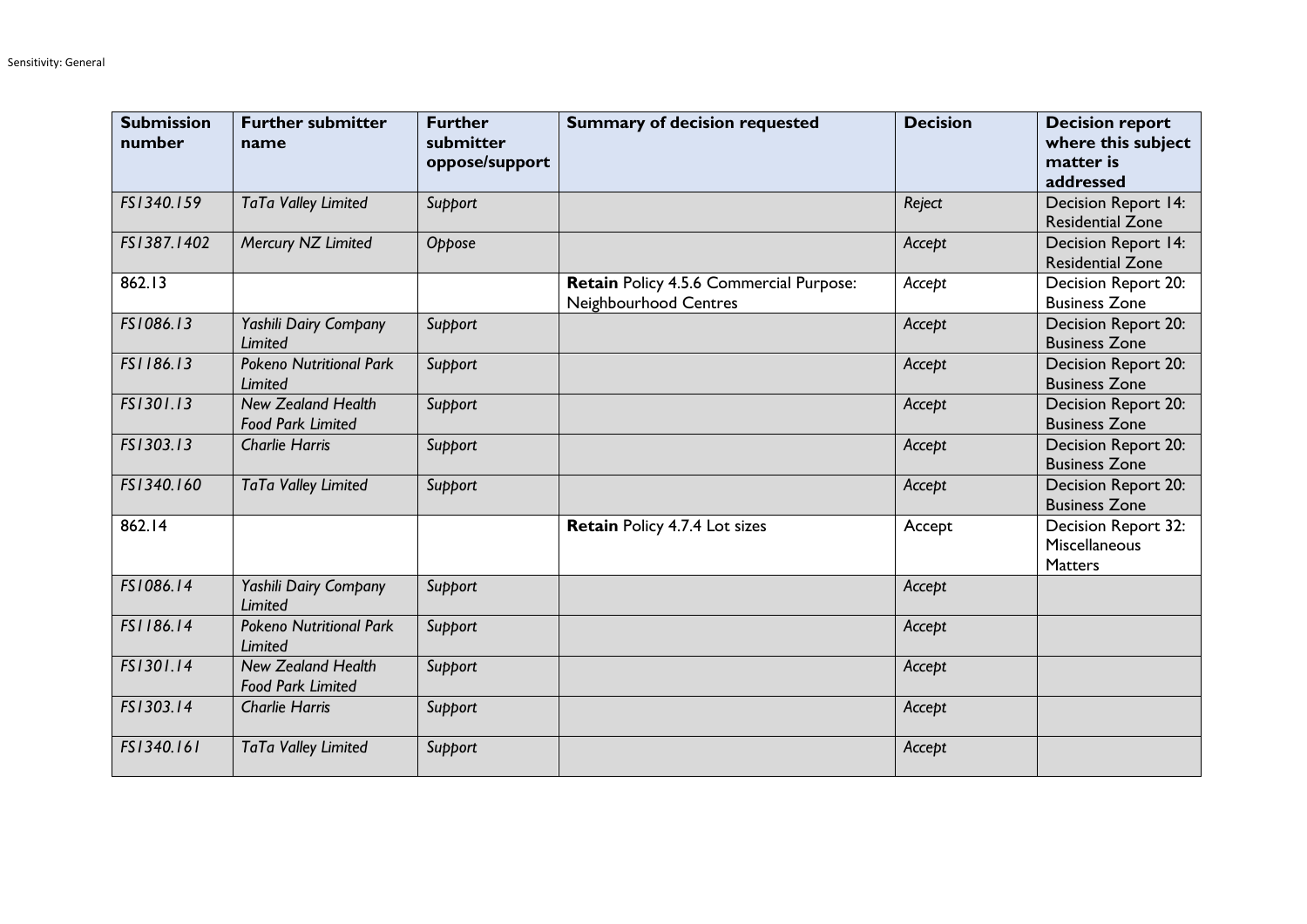| Submission number | Further submitter name | Further submitter oppose/support | Summary of decision requested | Decision | Decision report where this subject matter is addressed |
|---|---|---|---|---|---|
| *FS1340.159* | *TaTa Valley Limited* | *Support* | | *Reject* | Decision Report 14: Residential Zone |
| *FS1387.1402* | *Mercury NZ Limited* | *Oppose* | | *Accept* | Decision Report 14: Residential Zone |
| 862.13 | | | **Retain** Policy 4.5.6 Commercial Purpose: Neighbourhood Centres | *Accept* | Decision Report 20: Business Zone |
| *FS1086.13* | *Yashili Dairy Company Limited* | *Support* | | *Accept* | Decision Report 20: Business Zone |
| *FS1186.13* | *Pokeno Nutritional Park Limited* | *Support* | | *Accept* | Decision Report 20: Business Zone |
| *FS1301.13* | *New Zealand Health Food Park Limited* | *Support* | | *Accept* | Decision Report 20: Business Zone |
| *FS1303.13* | *Charlie Harris* | *Support* | | *Accept* | Decision Report 20: Business Zone |
| *FS1340.160* | *TaTa Valley Limited* | *Support* | | *Accept* | Decision Report 20: Business Zone |
| 862.14 | | | **Retain** Policy 4.7.4 Lot sizes | Accept | Decision Report 32: Miscellaneous Matters |
| *FS1086.14* | *Yashili Dairy Company Limited* | *Support* | | *Accept* | |
| *FS1186.14* | *Pokeno Nutritional Park Limited* | *Support* | | *Accept* | |
| *FS1301.14* | *New Zealand Health Food Park Limited* | *Support* | | *Accept* | |
| *FS1303.14* | *Charlie Harris* | *Support* | | *Accept* | |
| *FS1340.161* | *TaTa Valley Limited* | *Support* | | *Accept* | |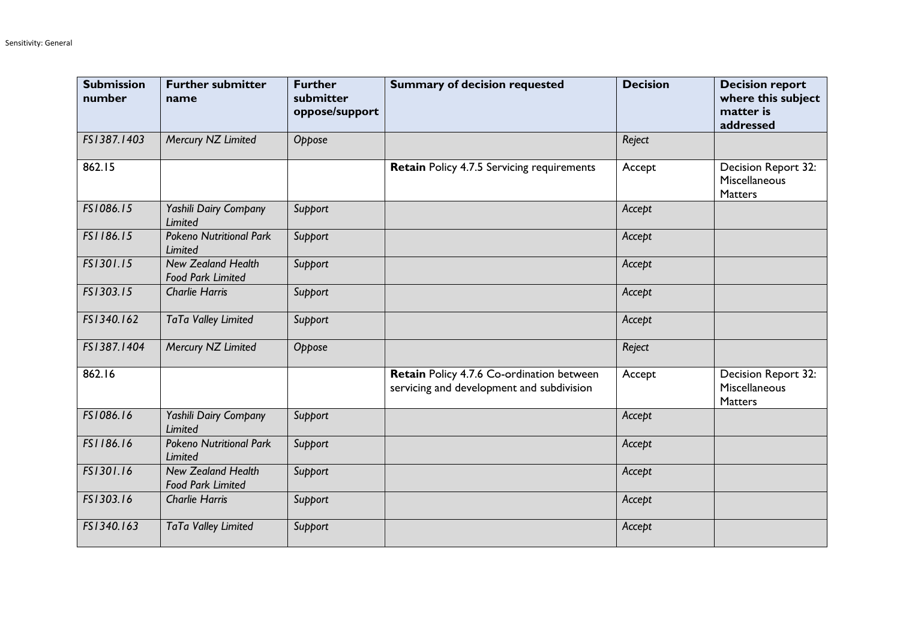| Submission number | Further submitter name | Further submitter oppose/support | Summary of decision requested | Decision | Decision report where this subject matter is addressed |
|---|---|---|---|---|---|
| *FS1387.1403* | *Mercury NZ Limited* | *Oppose* | | *Reject* | |
| 862.15 | | | **Retain** Policy 4.7.5 Servicing requirements | Accept | Decision Report 32: Miscellaneous Matters |
| *FS1086.15* | *Yashili Dairy Company Limited* | *Support* | | *Accept* | |
| *FS1186.15* | *Pokeno Nutritional Park Limited* | *Support* | | *Accept* | |
| *FS1301.15* | *New Zealand Health Food Park Limited* | *Support* | | *Accept* | |
| *FS1303.15* | *Charlie Harris* | *Support* | | *Accept* | |
| *FS1340.162* | *TaTa Valley Limited* | *Support* | | *Accept* | |
| *FS1387.1404* | *Mercury NZ Limited* | *Oppose* | | *Reject* | |
| 862.16 | | | **Retain** Policy 4.7.6 Co-ordination between servicing and development and subdivision | Accept | Decision Report 32: Miscellaneous Matters |
| *FS1086.16* | *Yashili Dairy Company Limited* | *Support* | | *Accept* | |
| *FS1186.16* | *Pokeno Nutritional Park Limited* | *Support* | | *Accept* | |
| *FS1301.16* | *New Zealand Health Food Park Limited* | *Support* | | *Accept* | |
| *FS1303.16* | *Charlie Harris* | *Support* | | *Accept* | |
| *FS1340.163* | *TaTa Valley Limited* | *Support* | | *Accept* | |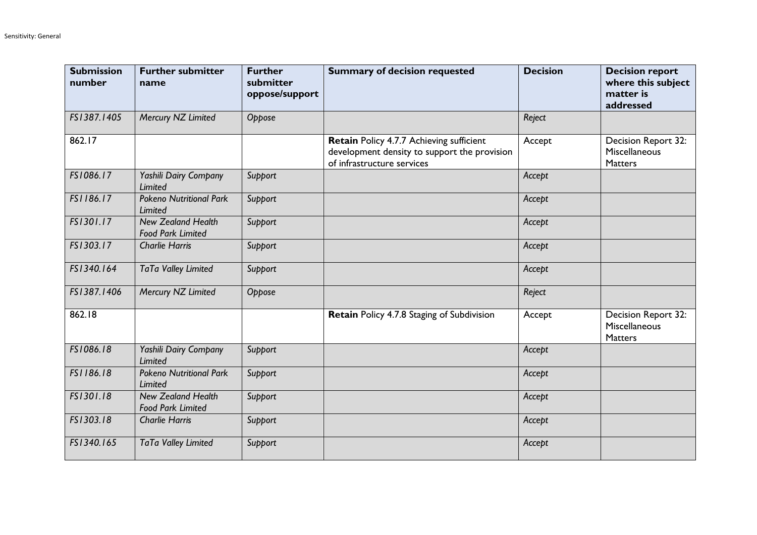| Submission number | Further submitter name | Further submitter oppose/support | Summary of decision requested | Decision | Decision report where this subject matter is addressed |
|---|---|---|---|---|---|
| *FS1387.1405* | *Mercury NZ Limited* | *Oppose* | | *Reject* | |
| 862.17 | | | **Retain** Policy 4.7.7 Achieving sufficient development density to support the provision of infrastructure services | Accept | Decision Report 32: Miscellaneous Matters |
| *FS1086.17* | *Yashili Dairy Company Limited* | *Support* | | *Accept* | |
| *FS1186.17* | *Pokeno Nutritional Park Limited* | *Support* | | *Accept* | |
| *FS1301.17* | *New Zealand Health Food Park Limited* | *Support* | | *Accept* | |
| *FS1303.17* | *Charlie Harris* | *Support* | | *Accept* | |
| *FS1340.164* | *TaTa Valley Limited* | *Support* | | *Accept* | |
| *FS1387.1406* | *Mercury NZ Limited* | *Oppose* | | *Reject* | |
| 862.18 | | | **Retain** Policy 4.7.8 Staging of Subdivision | Accept | Decision Report 32: Miscellaneous Matters |
| *FS1086.18* | *Yashili Dairy Company Limited* | *Support* | | *Accept* | |
| *FS1186.18* | *Pokeno Nutritional Park Limited* | *Support* | | *Accept* | |
| *FS1301.18* | *New Zealand Health Food Park Limited* | *Support* | | *Accept* | |
| *FS1303.18* | *Charlie Harris* | *Support* | | *Accept* | |
| *FS1340.165* | *TaTa Valley Limited* | *Support* | | *Accept* | |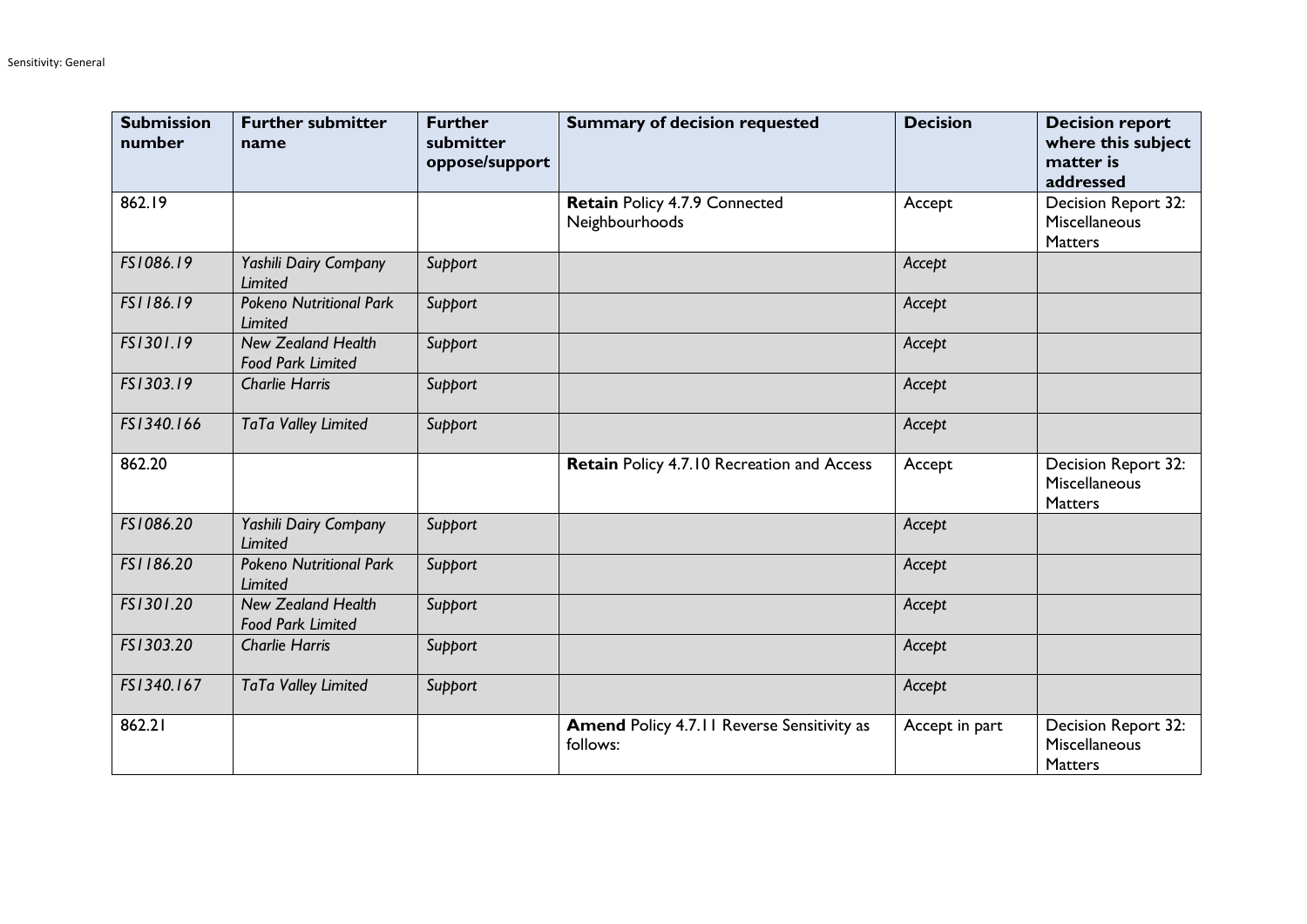| Submission number | Further submitter name | Further submitter oppose/support | Summary of decision requested | Decision | Decision report where this subject matter is addressed |
|---|---|---|---|---|---|
| 862.19 | | | **Retain** Policy 4.7.9 Connected Neighbourhoods | Accept | Decision Report 32: Miscellaneous Matters |
| *FS1086.19* | *Yashili Dairy Company Limited* | *Support* | | *Accept* | |
| *FS1186.19* | *Pokeno Nutritional Park Limited* | *Support* | | *Accept* | |
| *FS1301.19* | *New Zealand Health Food Park Limited* | *Support* | | *Accept* | |
| *FS1303.19* | *Charlie Harris* | *Support* | | *Accept* | |
| *FS1340.166* | *TaTa Valley Limited* | *Support* | | *Accept* | |
| 862.20 | | | **Retain** Policy 4.7.10 Recreation and Access | Accept | Decision Report 32: Miscellaneous Matters |
| *FS1086.20* | *Yashili Dairy Company Limited* | *Support* | | *Accept* | |
| *FS1186.20* | *Pokeno Nutritional Park Limited* | *Support* | | *Accept* | |
| *FS1301.20* | *New Zealand Health Food Park Limited* | *Support* | | *Accept* | |
| *FS1303.20* | *Charlie Harris* | *Support* | | *Accept* | |
| *FS1340.167* | *TaTa Valley Limited* | *Support* | | *Accept* | |
| 862.21 | | | **Amend** Policy 4.7.11 Reverse Sensitivity as follows: | Accept in part | Decision Report 32: Miscellaneous Matters |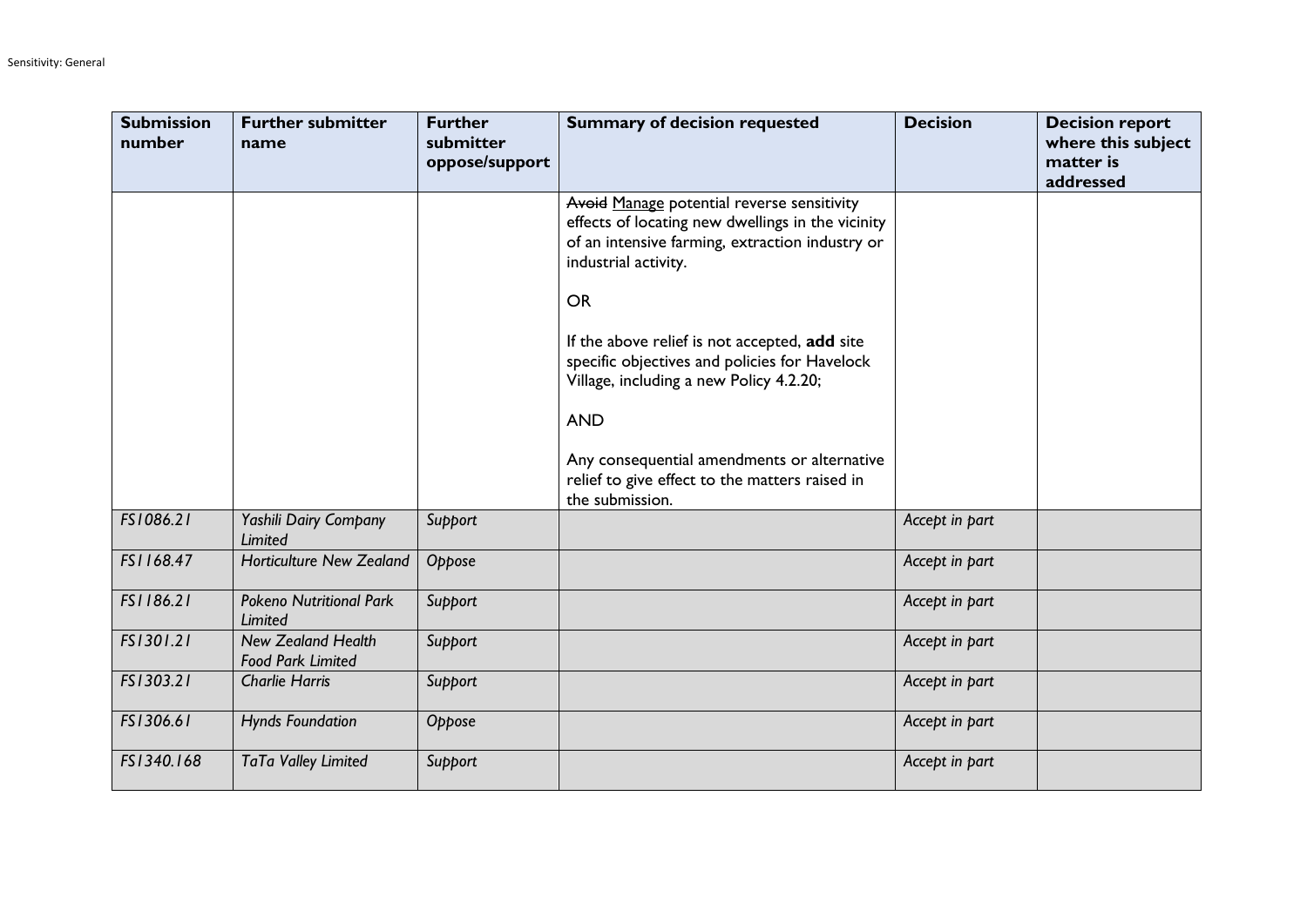| Submission number | Further submitter name | Further submitter oppose/support | Summary of decision requested | Decision | Decision report where this subject matter is addressed |
|---|---|---|---|---|---|
| | | | ~~Avoid~~ Manage potential reverse sensitivity effects of locating new dwellings in the vicinity of an intensive farming, extraction industry or industrial activity.<br><br>OR<br><br>If the above relief is not accepted, **add** site specific objectives and policies for Havelock Village, including a new Policy 4.2.20;<br><br>AND<br><br>Any consequential amendments or alternative relief to give effect to the matters raised in the submission. | | |
| *FS1086.21* | *Yashili Dairy Company Limited* | *Support* | | *Accept in part* | |
| *FS1168.47* | *Horticulture New Zealand* | *Oppose* | | *Accept in part* | |
| *FS1186.21* | *Pokeno Nutritional Park Limited* | *Support* | | *Accept in part* | |
| *FS1301.21* | *New Zealand Health Food Park Limited* | *Support* | | *Accept in part* | |
| *FS1303.21* | *Charlie Harris* | *Support* | | *Accept in part* | |
| *FS1306.61* | *Hynds Foundation* | *Oppose* | | *Accept in part* | |
| *FS1340.168* | *TaTa Valley Limited* | *Support* | | *Accept in part* | |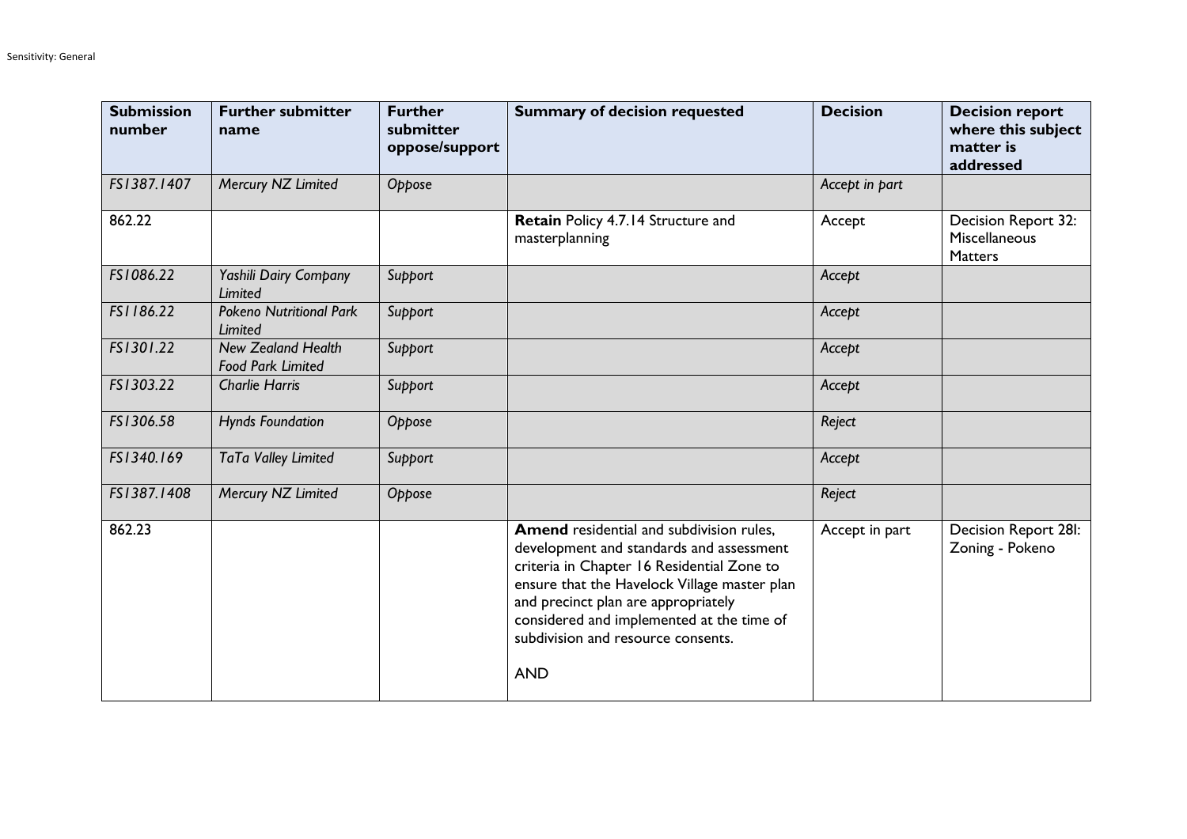| Submission number | Further submitter name | Further submitter oppose/support | Summary of decision requested | Decision | Decision report where this subject matter is addressed |
|---|---|---|---|---|---|
| *FS1387.1407* | *Mercury NZ Limited* | *Oppose* | | *Accept in part* | |
| 862.22 | | | **Retain** Policy 4.7.14 Structure and masterplanning | Accept | Decision Report 32: Miscellaneous Matters |
| *FS1086.22* | *Yashili Dairy Company Limited* | *Support* | | *Accept* | |
| *FS1186.22* | *Pokeno Nutritional Park Limited* | *Support* | | *Accept* | |
| *FS1301.22* | *New Zealand Health Food Park Limited* | *Support* | | *Accept* | |
| *FS1303.22* | *Charlie Harris* | *Support* | | *Accept* | |
| *FS1306.58* | *Hynds Foundation* | *Oppose* | | *Reject* | |
| *FS1340.169* | *TaTa Valley Limited* | *Support* | | *Accept* | |
| *FS1387.1408* | *Mercury NZ Limited* | *Oppose* | | *Reject* | |
| 862.23 | | | **Amend** residential and subdivision rules, development and standards and assessment criteria in Chapter 16 Residential Zone to ensure that the Havelock Village master plan and precinct plan are appropriately considered and implemented at the time of subdivision and resource consents.<br><br>AND | Accept in part | Decision Report 28I: Zoning - Pokeno |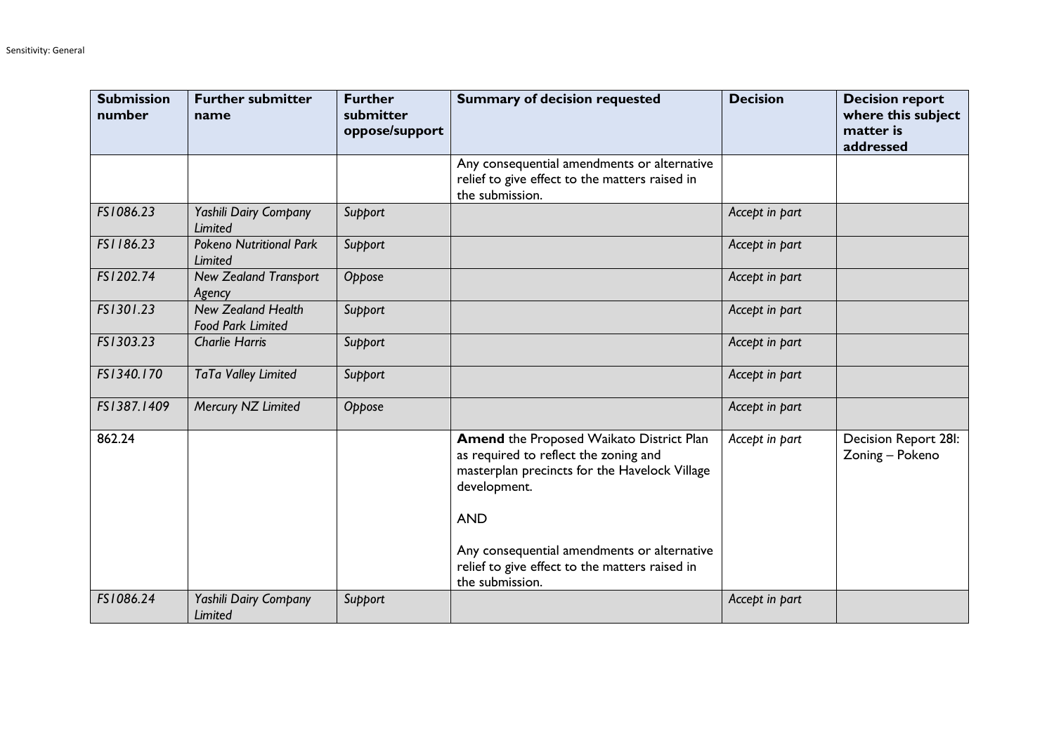| Submission number | Further submitter name | Further submitter oppose/support | Summary of decision requested | Decision | Decision report where this subject matter is addressed |
|---|---|---|---|---|---|
| | | | Any consequential amendments or alternative relief to give effect to the matters raised in the submission. | | |
| *FS1086.23* | *Yashili Dairy Company Limited* | *Support* | | *Accept in part* | |
| *FS1186.23* | *Pokeno Nutritional Park Limited* | *Support* | | *Accept in part* | |
| *FS1202.74* | *New Zealand Transport Agency* | *Oppose* | | *Accept in part* | |
| *FS1301.23* | *New Zealand Health Food Park Limited* | *Support* | | *Accept in part* | |
| *FS1303.23* | *Charlie Harris* | *Support* | | *Accept in part* | |
| *FS1340.170* | *TaTa Valley Limited* | *Support* | | *Accept in part* | |
| *FS1387.1409* | *Mercury NZ Limited* | *Oppose* | | *Accept in part* | |
| 862.24 | | | **Amend** the Proposed Waikato District Plan as required to reflect the zoning and masterplan precincts for the Havelock Village development.<br><br>AND<br><br>Any consequential amendments or alternative relief to give effect to the matters raised in the submission. | *Accept in part* | Decision Report 28I: Zoning – Pokeno |
| *FS1086.24* | *Yashili Dairy Company Limited* | *Support* | | *Accept in part* | |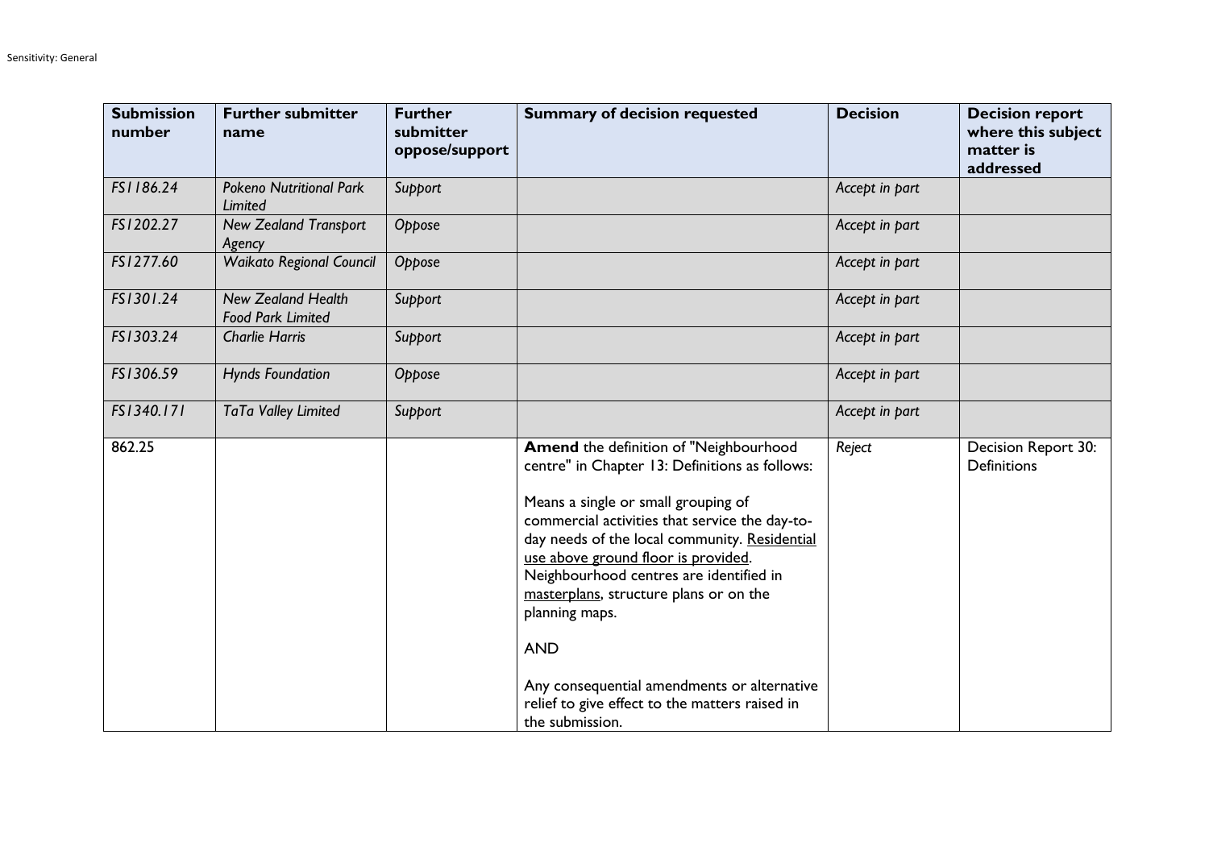| Submission number | Further submitter name | Further submitter oppose/support | Summary of decision requested | Decision | Decision report where this subject matter is addressed |
|---|---|---|---|---|---|
| *FS1186.24* | *Pokeno Nutritional Park Limited* | *Support* | | *Accept in part* | |
| *FS1202.27* | *New Zealand Transport Agency* | *Oppose* | | *Accept in part* | |
| *FS1277.60* | *Waikato Regional Council* | *Oppose* | | *Accept in part* | |
| *FS1301.24* | *New Zealand Health Food Park Limited* | *Support* | | *Accept in part* | |
| *FS1303.24* | *Charlie Harris* | *Support* | | *Accept in part* | |
| *FS1306.59* | *Hynds Foundation* | *Oppose* | | *Accept in part* | |
| *FS1340.171* | *TaTa Valley Limited* | *Support* | | *Accept in part* | |
| 862.25 | | | **Amend** the definition of "Neighbourhood centre" in Chapter 13: Definitions as follows:<br><br>Means a single or small grouping of commercial activities that service the day-to-day needs of the local community. <u>Residential use above ground floor is provided</u>. Neighbourhood centres are identified in <u>masterplans</u>, structure plans or on the planning maps.<br><br>AND<br><br>Any consequential amendments or alternative relief to give effect to the matters raised in the submission. | *Reject* | Decision Report 30: Definitions |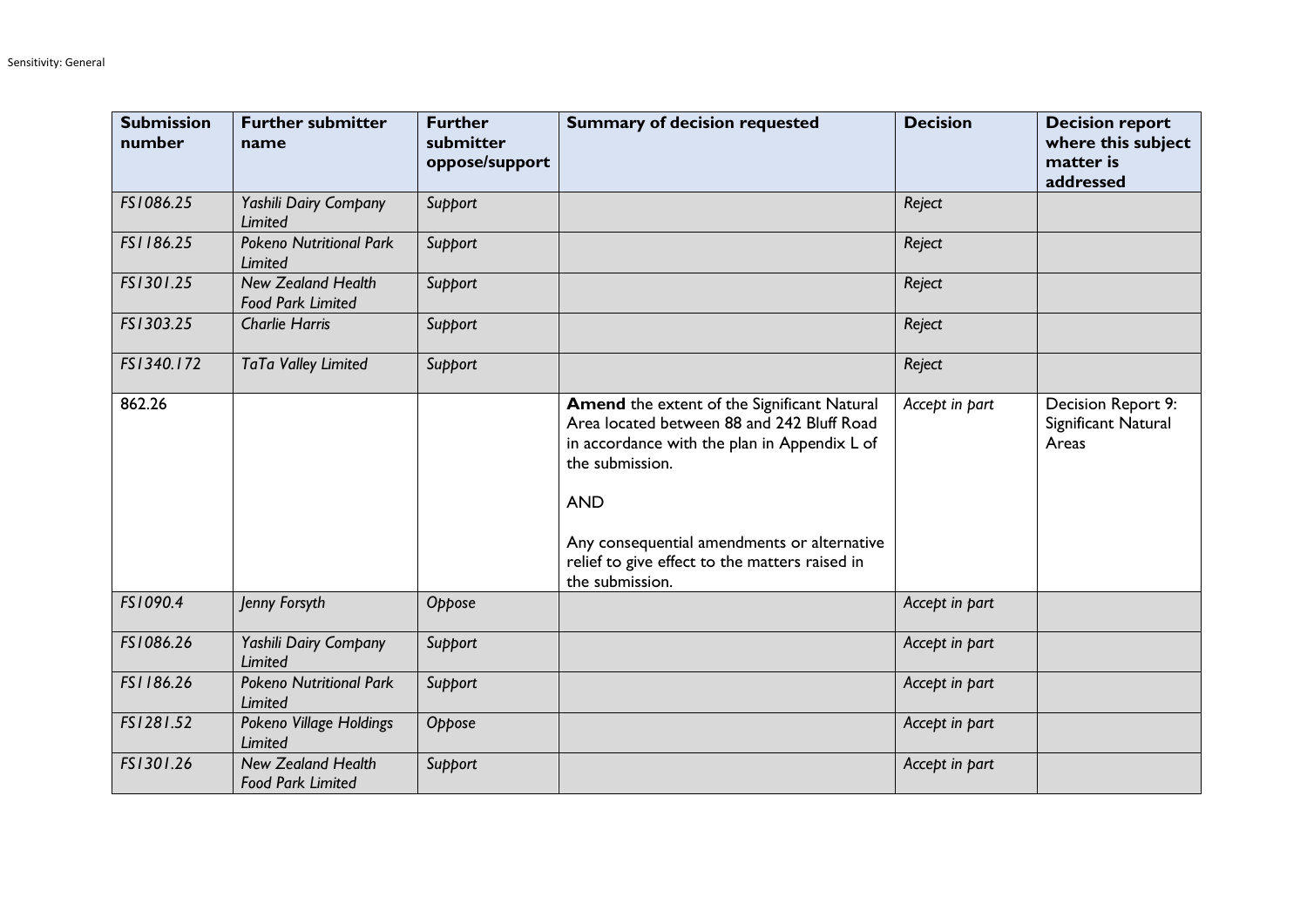| Submission number | Further submitter name | Further submitter oppose/support | Summary of decision requested | Decision | Decision report where this subject matter is addressed |
|---|---|---|---|---|---|
| *FS1086.25* | *Yashili Dairy Company Limited* | *Support* | | *Reject* | |
| *FS1186.25* | *Pokeno Nutritional Park Limited* | *Support* | | *Reject* | |
| *FS1301.25* | *New Zealand Health Food Park Limited* | *Support* | | *Reject* | |
| *FS1303.25* | *Charlie Harris* | *Support* | | *Reject* | |
| *FS1340.172* | *TaTa Valley Limited* | *Support* | | *Reject* | |
| 862.26 | | | **Amend** the extent of the Significant Natural Area located between 88 and 242 Bluff Road in accordance with the plan in Appendix L of the submission. <br><br> AND <br><br> Any consequential amendments or alternative relief to give effect to the matters raised in the submission. | *Accept in part* | Decision Report 9: Significant Natural Areas |
| *FS1090.4* | *Jenny Forsyth* | *Oppose* | | *Accept in part* | |
| *FS1086.26* | *Yashili Dairy Company Limited* | *Support* | | *Accept in part* | |
| *FS1186.26* | *Pokeno Nutritional Park Limited* | *Support* | | *Accept in part* | |
| *FS1281.52* | *Pokeno Village Holdings Limited* | *Oppose* | | *Accept in part* | |
| *FS1301.26* | *New Zealand Health Food Park Limited* | *Support* | | *Accept in part* | |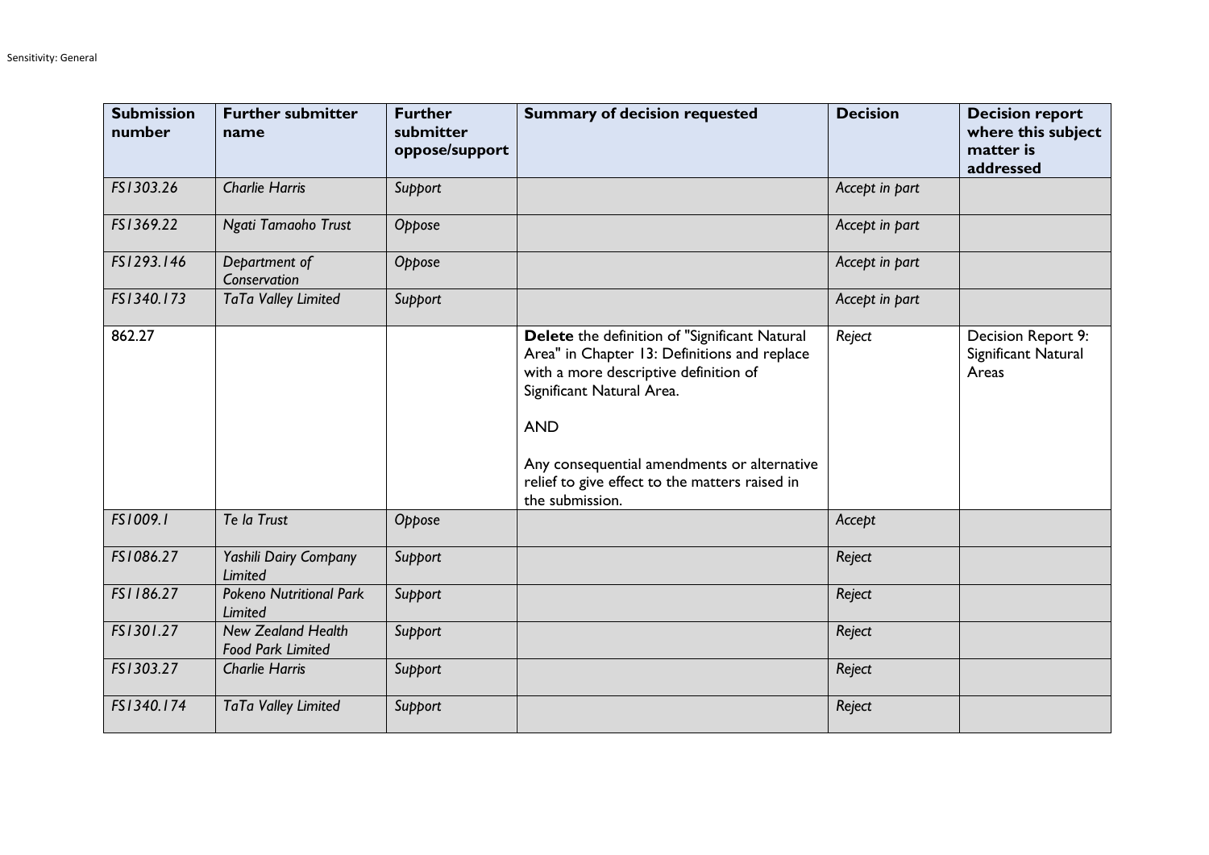| Submission number | Further submitter name | Further submitter oppose/support | Summary of decision requested | Decision | Decision report where this subject matter is addressed |
|---|---|---|---|---|---|
| *FS1303.26* | *Charlie Harris* | *Support* | | *Accept in part* | |
| *FS1369.22* | *Ngati Tamaoho Trust* | *Oppose* | | *Accept in part* | |
| *FS1293.146* | *Department of Conservation* | *Oppose* | | *Accept in part* | |
| *FS1340.173* | *TaTa Valley Limited* | *Support* | | *Accept in part* | |
| 862.27 | | | **Delete** the definition of "Significant Natural Area" in Chapter 13: Definitions and replace with a more descriptive definition of Significant Natural Area.<br><br>AND<br><br>Any consequential amendments or alternative relief to give effect to the matters raised in the submission. | *Reject* | Decision Report 9: Significant Natural Areas |
| *FS1009.1* | *Te Ia Trust* | *Oppose* | | *Accept* | |
| *FS1086.27* | *Yashili Dairy Company Limited* | *Support* | | *Reject* | |
| *FS1186.27* | *Pokeno Nutritional Park Limited* | *Support* | | *Reject* | |
| *FS1301.27* | *New Zealand Health Food Park Limited* | *Support* | | *Reject* | |
| *FS1303.27* | *Charlie Harris* | *Support* | | *Reject* | |
| *FS1340.174* | *TaTa Valley Limited* | *Support* | | *Reject* | |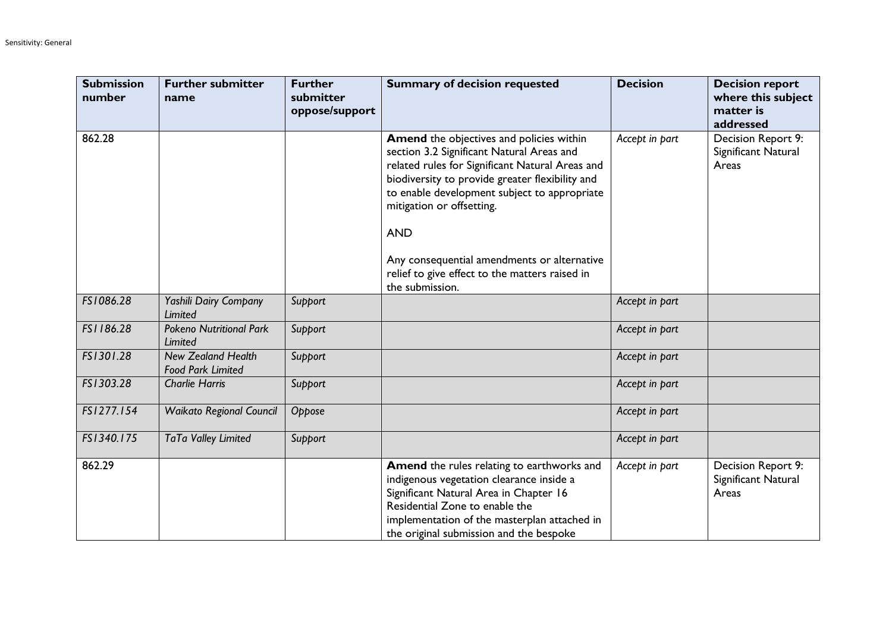| Submission number | Further submitter name | Further submitter oppose/support | Summary of decision requested | Decision | Decision report where this subject matter is addressed |
|---|---|---|---|---|---|
| 862.28 | | | **Amend** the objectives and policies within section 3.2 Significant Natural Areas and related rules for Significant Natural Areas and biodiversity to provide greater flexibility and to enable development subject to appropriate mitigation or offsetting.<br><br>AND<br><br>Any consequential amendments or alternative relief to give effect to the matters raised in the submission. | *Accept in part* | Decision Report 9: Significant Natural Areas |
| *FS1086.28* | *Yashili Dairy Company Limited* | *Support* | | *Accept in part* | |
| *FS1186.28* | *Pokeno Nutritional Park Limited* | *Support* | | *Accept in part* | |
| *FS1301.28* | *New Zealand Health Food Park Limited* | *Support* | | *Accept in part* | |
| *FS1303.28* | *Charlie Harris* | *Support* | | *Accept in part* | |
| *FS1277.154* | *Waikato Regional Council* | *Oppose* | | *Accept in part* | |
| *FS1340.175* | *TaTa Valley Limited* | *Support* | | *Accept in part* | |
| 862.29 | | | **Amend** the rules relating to earthworks and indigenous vegetation clearance inside a Significant Natural Area in Chapter 16 Residential Zone to enable the implementation of the masterplan attached in the original submission and the bespoke | *Accept in part* | Decision Report 9: Significant Natural Areas |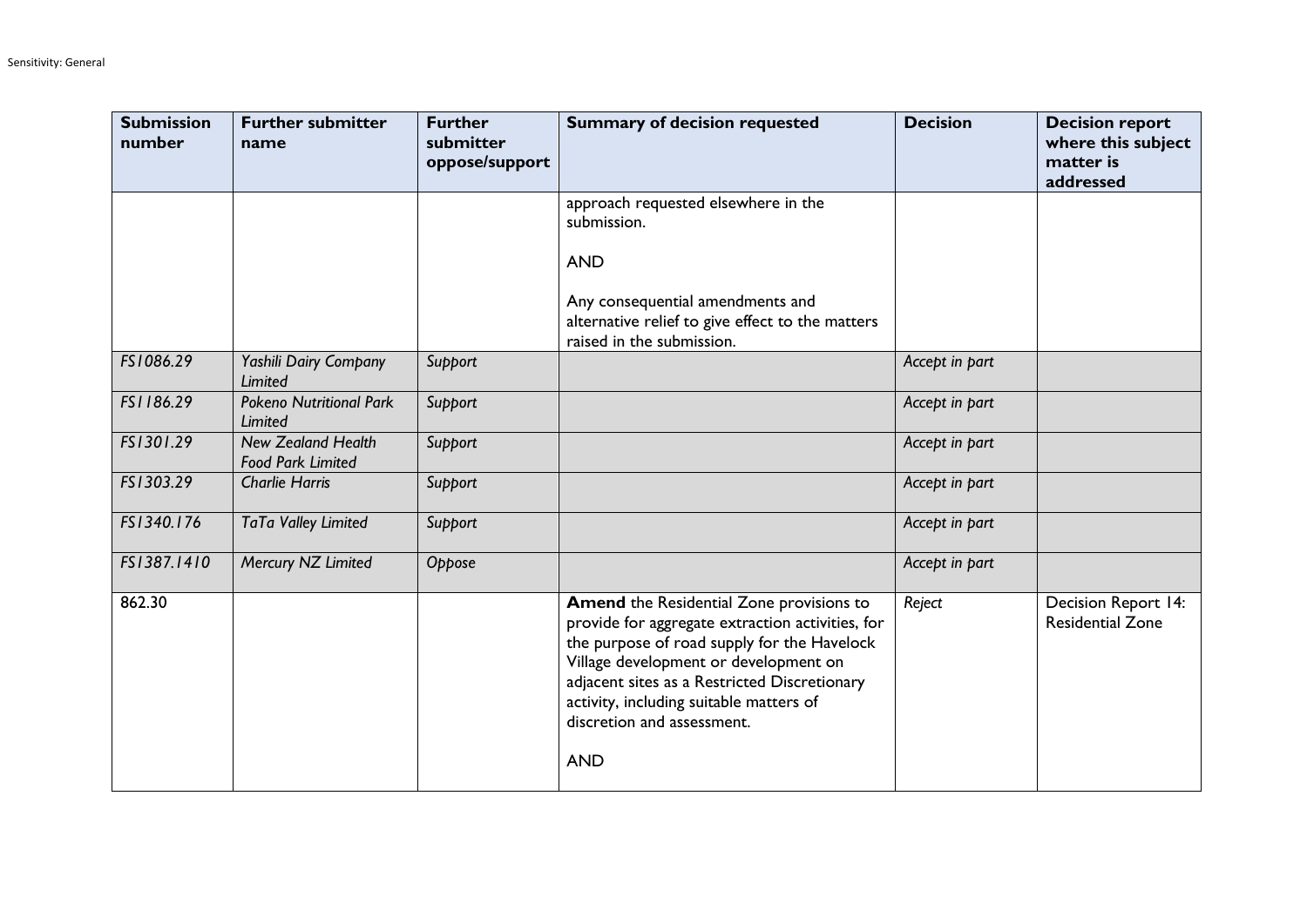| Submission number | Further submitter name | Further submitter oppose/support | Summary of decision requested | Decision | Decision report where this subject matter is addressed |
|---|---|---|---|---|---|
| | | | approach requested elsewhere in the submission.<br><br>AND<br><br>Any consequential amendments and alternative relief to give effect to the matters raised in the submission. | | |
| *FS1086.29* | *Yashili Dairy Company Limited* | *Support* | | *Accept in part* | |
| *FS1186.29* | *Pokeno Nutritional Park Limited* | *Support* | | *Accept in part* | |
| *FS1301.29* | *New Zealand Health Food Park Limited* | *Support* | | *Accept in part* | |
| *FS1303.29* | *Charlie Harris* | *Support* | | *Accept in part* | |
| *FS1340.176* | *TaTa Valley Limited* | *Support* | | *Accept in part* | |
| *FS1387.1410* | *Mercury NZ Limited* | *Oppose* | | *Accept in part* | |
| 862.30 | | | **Amend** the Residential Zone provisions to provide for aggregate extraction activities, for the purpose of road supply for the Havelock Village development or development on adjacent sites as a Restricted Discretionary activity, including suitable matters of discretion and assessment.<br><br>AND | *Reject* | Decision Report 14: Residential Zone |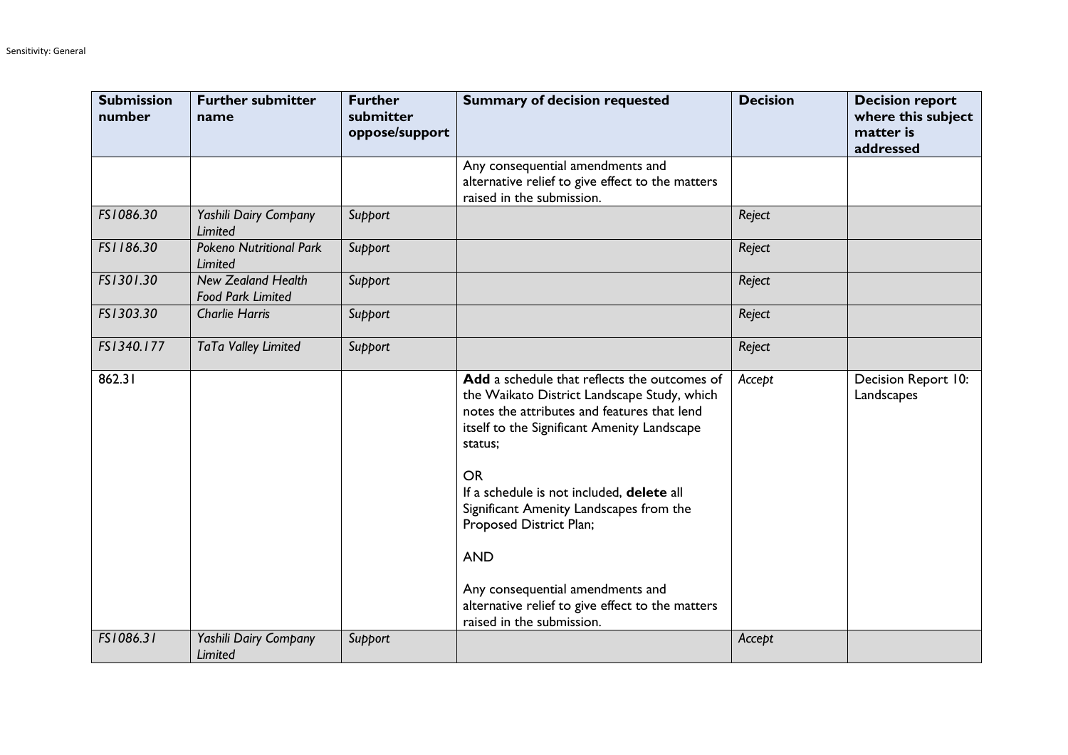| Submission number | Further submitter name | Further submitter oppose/support | Summary of decision requested | Decision | Decision report where this subject matter is addressed |
|---|---|---|---|---|---|
| | | | Any consequential amendments and alternative relief to give effect to the matters raised in the submission. | | |
| *FS1086.30* | *Yashili Dairy Company Limited* | *Support* | | *Reject* | |
| *FS1186.30* | *Pokeno Nutritional Park Limited* | *Support* | | *Reject* | |
| *FS1301.30* | *New Zealand Health Food Park Limited* | *Support* | | *Reject* | |
| *FS1303.30* | *Charlie Harris* | *Support* | | *Reject* | |
| *FS1340.177* | *TaTa Valley Limited* | *Support* | | *Reject* | |
| 862.31 | | | **Add** a schedule that reflects the outcomes of the Waikato District Landscape Study, which notes the attributes and features that lend itself to the Significant Amenity Landscape status;<br><br>OR<br>If a schedule is not included, **delete** all Significant Amenity Landscapes from the Proposed District Plan;<br><br>AND<br><br>Any consequential amendments and alternative relief to give effect to the matters raised in the submission. | *Accept* | Decision Report 10: Landscapes |
| *FS1086.31* | *Yashili Dairy Company Limited* | *Support* | | *Accept* | |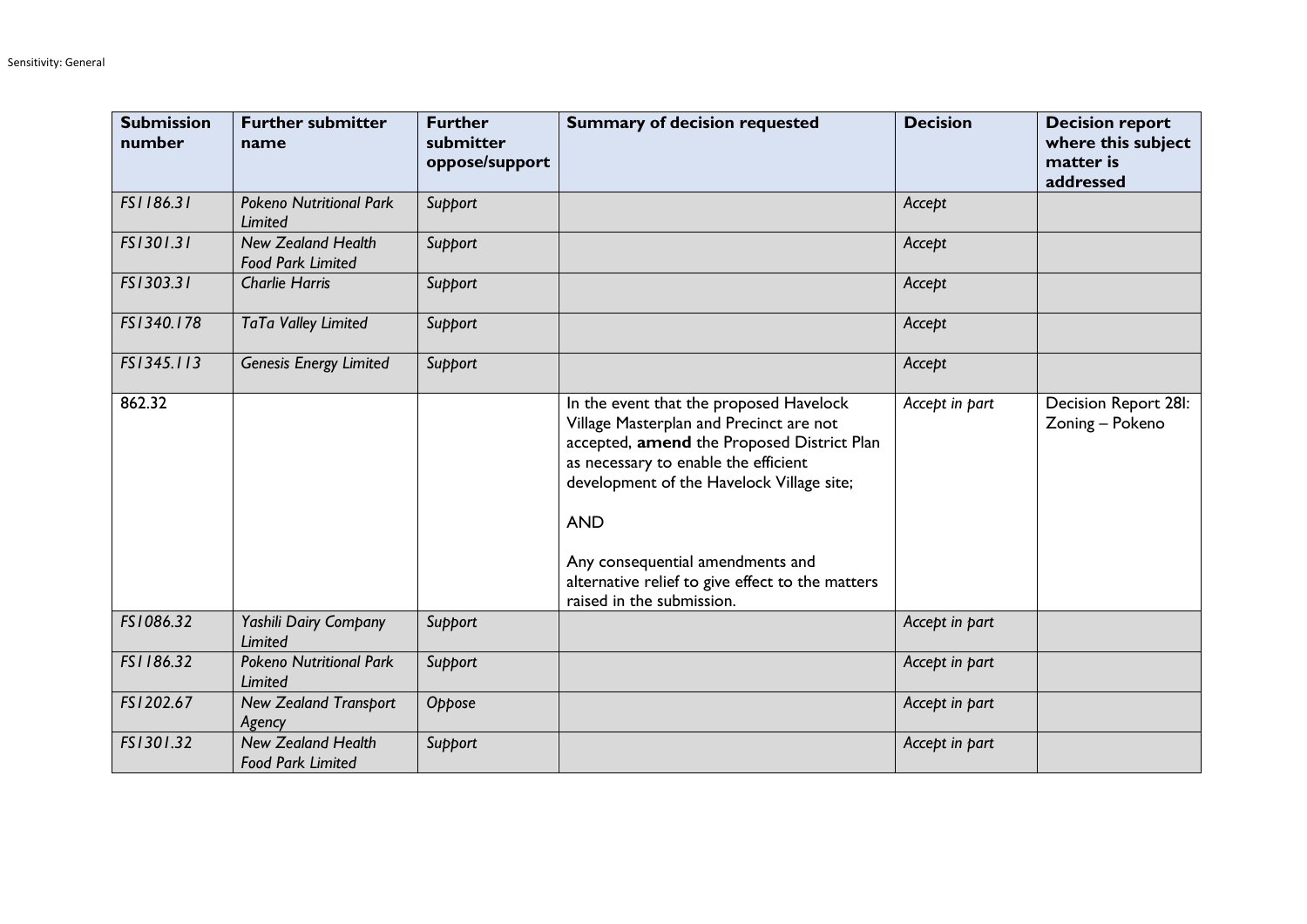| Submission number | Further submitter name | Further submitter oppose/support | Summary of decision requested | Decision | Decision report where this subject matter is addressed |
|---|---|---|---|---|---|
| *FS1186.31* | *Pokeno Nutritional Park Limited* | *Support* | | *Accept* | |
| *FS1301.31* | *New Zealand Health Food Park Limited* | *Support* | | *Accept* | |
| *FS1303.31* | *Charlie Harris* | *Support* | | *Accept* | |
| *FS1340.178* | *TaTa Valley Limited* | *Support* | | *Accept* | |
| *FS1345.113* | *Genesis Energy Limited* | *Support* | | *Accept* | |
| 862.32 | | | In the event that the proposed Havelock Village Masterplan and Precinct are not accepted, **amend** the Proposed District Plan as necessary to enable the efficient development of the Havelock Village site; <br><br>AND <br><br>Any consequential amendments and alternative relief to give effect to the matters raised in the submission. | *Accept in part* | Decision Report 28I: Zoning – Pokeno |
| *FS1086.32* | *Yashili Dairy Company Limited* | *Support* | | *Accept in part* | |
| *FS1186.32* | *Pokeno Nutritional Park Limited* | *Support* | | *Accept in part* | |
| *FS1202.67* | *New Zealand Transport Agency* | *Oppose* | | *Accept in part* | |
| *FS1301.32* | *New Zealand Health Food Park Limited* | *Support* | | *Accept in part* | |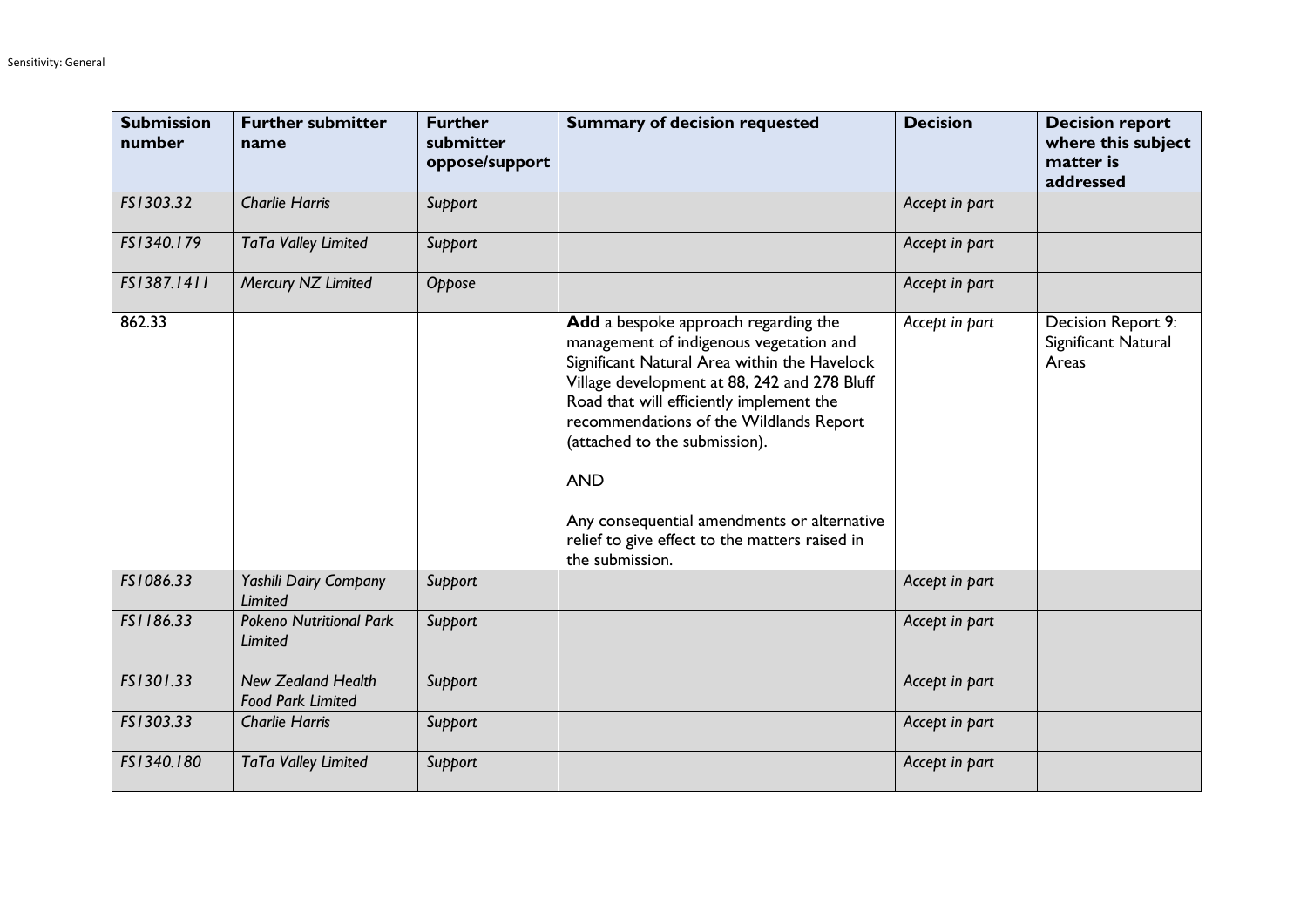| Submission number | Further submitter name | Further submitter oppose/support | Summary of decision requested | Decision | Decision report where this subject matter is addressed |
|---|---|---|---|---|---|
| *FS1303.32* | *Charlie Harris* | *Support* | | *Accept in part* | |
| *FS1340.179* | *TaTa Valley Limited* | *Support* | | *Accept in part* | |
| *FS1387.1411* | *Mercury NZ Limited* | *Oppose* | | *Accept in part* | |
| 862.33 | | | **Add** a bespoke approach regarding the management of indigenous vegetation and Significant Natural Area within the Havelock Village development at 88, 242 and 278 Bluff Road that will efficiently implement the recommendations of the Wildlands Report (attached to the submission).<br><br>AND<br><br>Any consequential amendments or alternative relief to give effect to the matters raised in the submission. | *Accept in part* | Decision Report 9: Significant Natural Areas |
| *FS1086.33* | *Yashili Dairy Company Limited* | *Support* | | *Accept in part* | |
| *FS1186.33* | *Pokeno Nutritional Park Limited* | *Support* | | *Accept in part* | |
| *FS1301.33* | *New Zealand Health Food Park Limited* | *Support* | | *Accept in part* | |
| *FS1303.33* | *Charlie Harris* | *Support* | | *Accept in part* | |
| *FS1340.180* | *TaTa Valley Limited* | *Support* | | *Accept in part* | |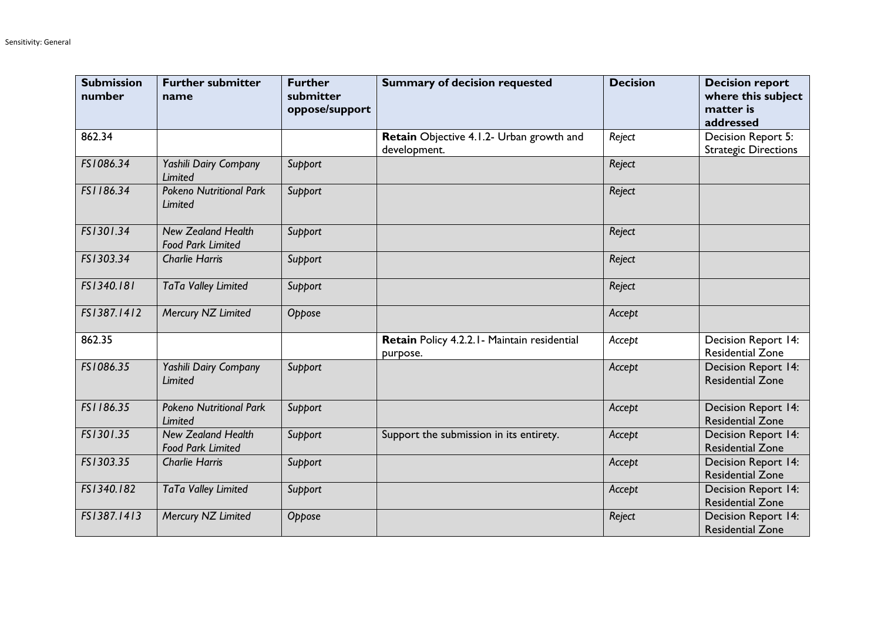| Submission number | Further submitter name | Further submitter oppose/support | Summary of decision requested | Decision | Decision report where this subject matter is addressed |
|---|---|---|---|---|---|
| 862.34 | | | **Retain** Objective 4.1.2- Urban growth and development. | *Reject* | Decision Report 5: Strategic Directions |
| *FS1086.34* | *Yashili Dairy Company Limited* | *Support* | | *Reject* | |
| *FS1186.34* | *Pokeno Nutritional Park Limited* | *Support* | | *Reject* | |
| *FS1301.34* | *New Zealand Health Food Park Limited* | *Support* | | *Reject* | |
| *FS1303.34* | *Charlie Harris* | *Support* | | *Reject* | |
| *FS1340.181* | *TaTa Valley Limited* | *Support* | | *Reject* | |
| *FS1387.1412* | *Mercury NZ Limited* | *Oppose* | | *Accept* | |
| 862.35 | | | **Retain** Policy 4.2.2.1- Maintain residential purpose. | *Accept* | Decision Report 14: Residential Zone |
| *FS1086.35* | *Yashili Dairy Company Limited* | *Support* | | *Accept* | Decision Report 14: Residential Zone |
| *FS1186.35* | *Pokeno Nutritional Park Limited* | *Support* | | *Accept* | Decision Report 14: Residential Zone |
| *FS1301.35* | *New Zealand Health Food Park Limited* | *Support* | Support the submission in its entirety. | *Accept* | Decision Report 14: Residential Zone |
| *FS1303.35* | *Charlie Harris* | *Support* | | *Accept* | Decision Report 14: Residential Zone |
| *FS1340.182* | *TaTa Valley Limited* | *Support* | | *Accept* | Decision Report 14: Residential Zone |
| *FS1387.1413* | *Mercury NZ Limited* | *Oppose* | | *Reject* | Decision Report 14: Residential Zone |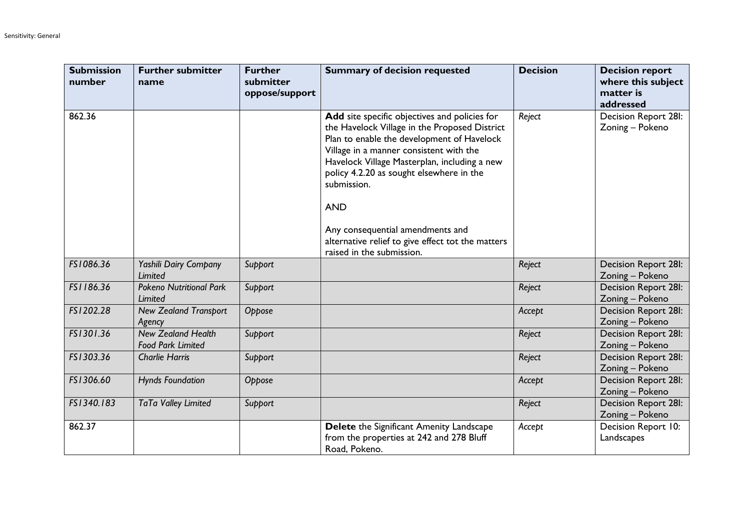| Submission number | Further submitter name | Further submitter oppose/support | Summary of decision requested | Decision | Decision report where this subject matter is addressed |
|---|---|---|---|---|---|
| 862.36 | | | **Add** site specific objectives and policies for the Havelock Village in the Proposed District Plan to enable the development of Havelock Village in a manner consistent with the Havelock Village Masterplan, including a new policy 4.2.20 as sought elsewhere in the submission.<br><br>AND<br><br>Any consequential amendments and alternative relief to give effect tot the matters raised in the submission. | *Reject* | Decision Report 28I: Zoning – Pokeno |
| *FS1086.36* | *Yashili Dairy Company Limited* | *Support* | | *Reject* | Decision Report 28I: Zoning – Pokeno |
| *FS1186.36* | *Pokeno Nutritional Park Limited* | *Support* | | *Reject* | Decision Report 28I: Zoning – Pokeno |
| *FS1202.28* | *New Zealand Transport Agency* | *Oppose* | | *Accept* | Decision Report 28I: Zoning – Pokeno |
| *FS1301.36* | *New Zealand Health Food Park Limited* | *Support* | | *Reject* | Decision Report 28I: Zoning – Pokeno |
| *FS1303.36* | *Charlie Harris* | *Support* | | *Reject* | Decision Report 28I: Zoning – Pokeno |
| *FS1306.60* | *Hynds Foundation* | *Oppose* | | *Accept* | Decision Report 28I: Zoning – Pokeno |
| *FS1340.183* | *TaTa Valley Limited* | *Support* | | *Reject* | Decision Report 28I: Zoning – Pokeno |
| 862.37 | | | **Delete** the Significant Amenity Landscape from the properties at 242 and 278 Bluff Road, Pokeno. | *Accept* | Decision Report 10: Landscapes |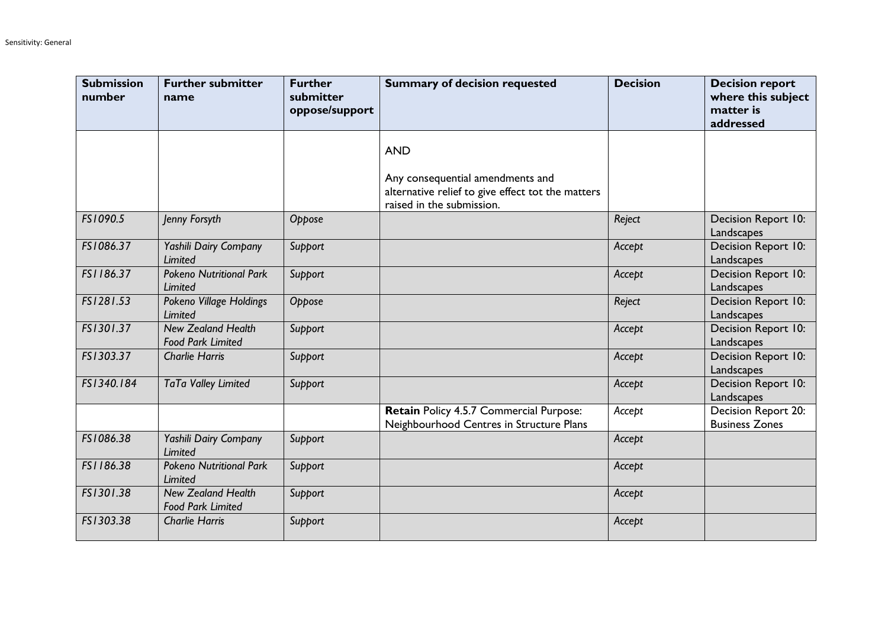| Submission number | Further submitter name | Further submitter oppose/support | Summary of decision requested | Decision | Decision report where this subject matter is addressed |
|---|---|---|---|---|---|
| | | | AND<br><br>Any consequential amendments and alternative relief to give effect tot the matters raised in the submission. | | |
| *FS1090.5* | *Jenny Forsyth* | *Oppose* | | *Reject* | Decision Report 10: Landscapes |
| *FS1086.37* | *Yashili Dairy Company Limited* | *Support* | | *Accept* | Decision Report 10: Landscapes |
| *FS1186.37* | *Pokeno Nutritional Park Limited* | *Support* | | *Accept* | Decision Report 10: Landscapes |
| *FS1281.53* | *Pokeno Village Holdings Limited* | *Oppose* | | *Reject* | Decision Report 10: Landscapes |
| *FS1301.37* | *New Zealand Health Food Park Limited* | *Support* | | *Accept* | Decision Report 10: Landscapes |
| *FS1303.37* | *Charlie Harris* | *Support* | | *Accept* | Decision Report 10: Landscapes |
| *FS1340.184* | *TaTa Valley Limited* | *Support* | | *Accept* | Decision Report 10: Landscapes |
| | | | **Retain** Policy 4.5.7 Commercial Purpose: Neighbourhood Centres in Structure Plans | *Accept* | Decision Report 20: Business Zones |
| *FS1086.38* | *Yashili Dairy Company Limited* | *Support* | | *Accept* | |
| *FS1186.38* | *Pokeno Nutritional Park Limited* | *Support* | | *Accept* | |
| *FS1301.38* | *New Zealand Health Food Park Limited* | *Support* | | *Accept* | |
| *FS1303.38* | *Charlie Harris* | *Support* | | *Accept* | |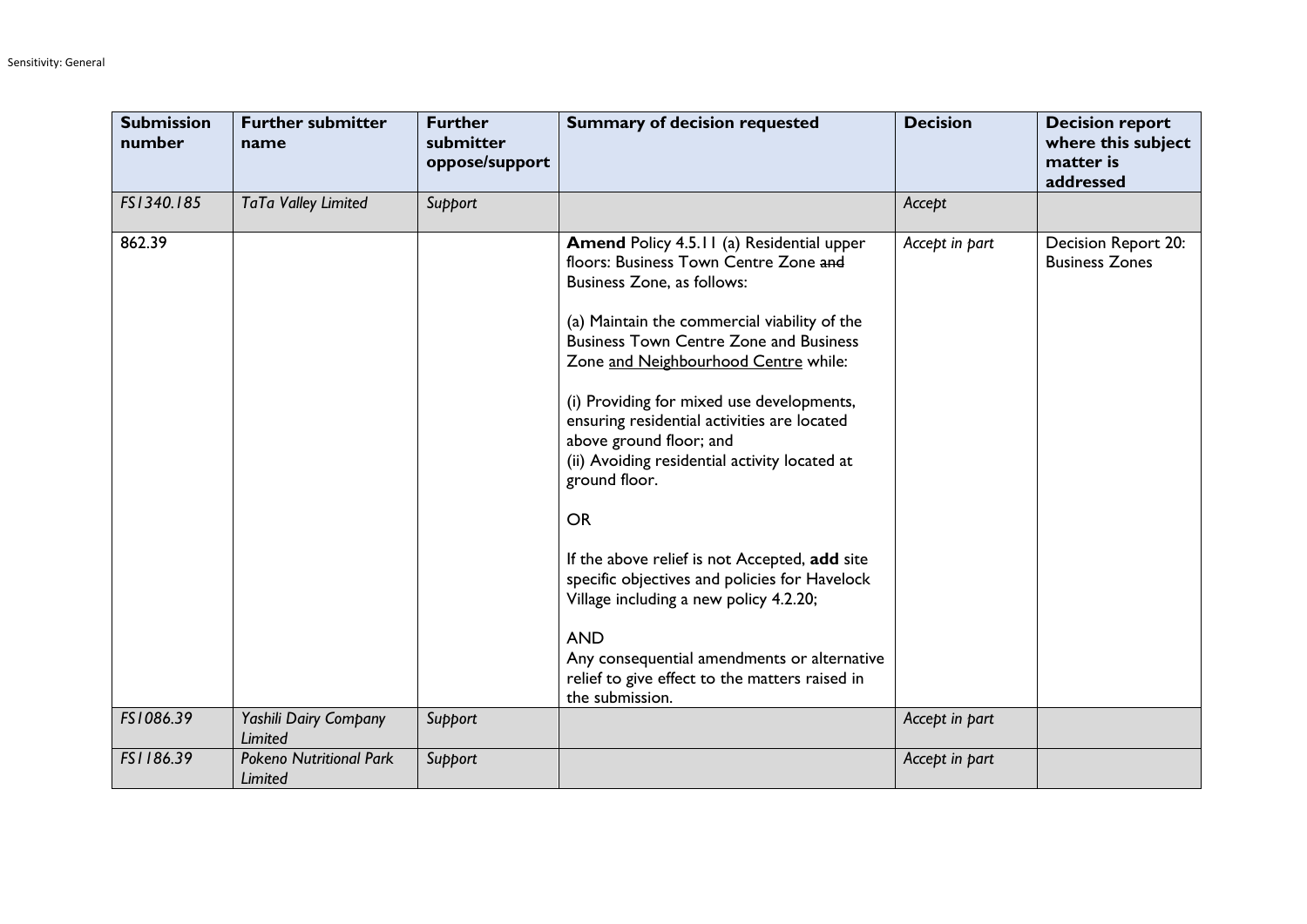| Submission number | Further submitter name | Further submitter oppose/support | Summary of decision requested | Decision | Decision report where this subject matter is addressed |
|---|---|---|---|---|---|
| *FS1340.185* | *TaTa Valley Limited* | *Support* | | *Accept* | |
| 862.39 | | | **Amend** Policy 4.5.11 (a) Residential upper floors: Business Town Centre Zone ~~and~~ Business Zone, as follows:<br><br>(a) Maintain the commercial viability of the Business Town Centre Zone and Business Zone <u>and Neighbourhood Centre</u> while:<br><br>(i) Providing for mixed use developments, ensuring residential activities are located above ground floor; and<br>(ii) Avoiding residential activity located at ground floor.<br><br>OR<br><br>If the above relief is not Accepted, **add** site specific objectives and policies for Havelock Village including a new policy 4.2.20;<br><br>AND<br>Any consequential amendments or alternative relief to give effect to the matters raised in the submission. | *Accept in part* | Decision Report 20: Business Zones |
| *FS1086.39* | *Yashili Dairy Company Limited* | *Support* | | *Accept in part* | |
| *FS1186.39* | *Pokeno Nutritional Park Limited* | *Support* | | *Accept in part* | |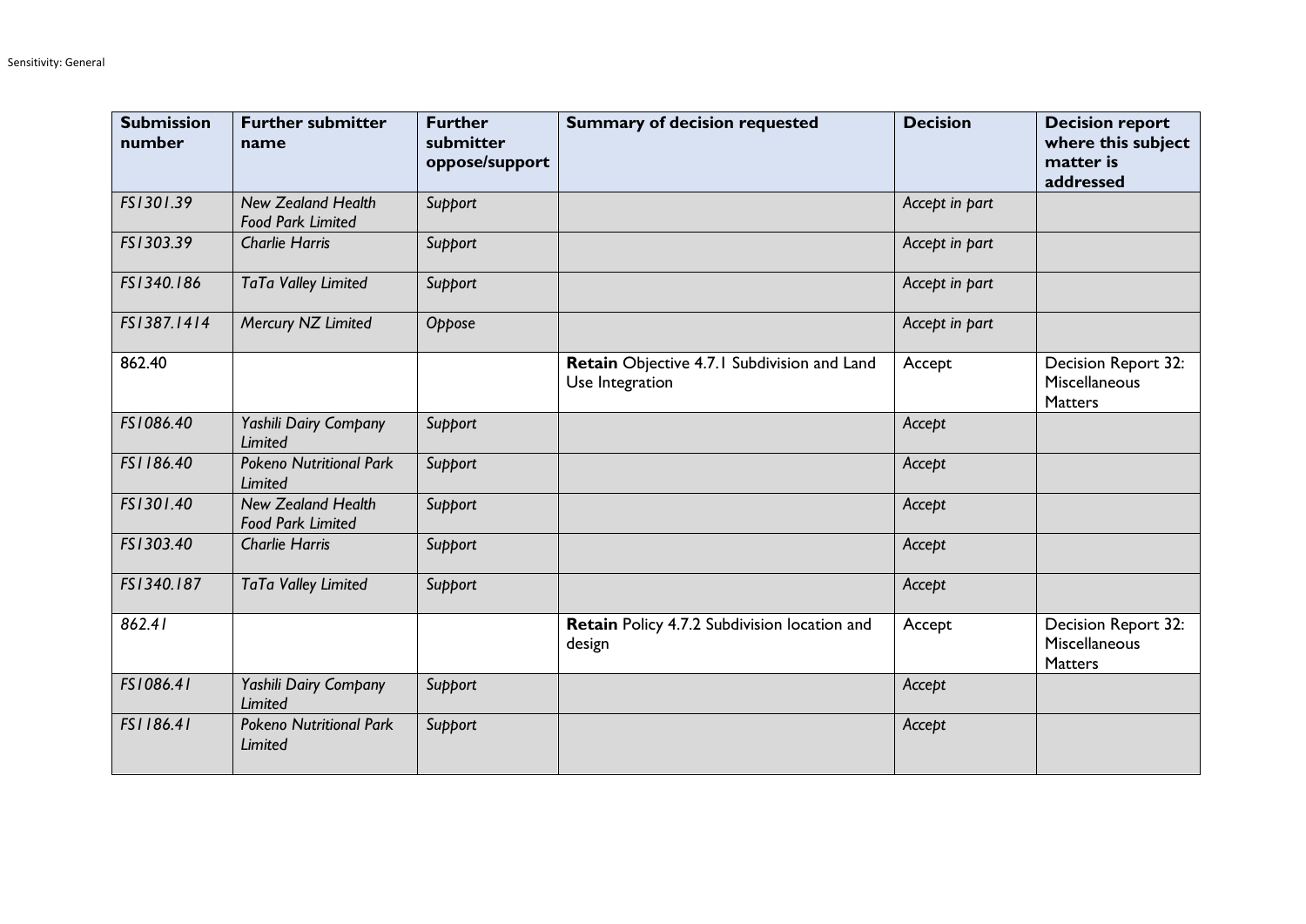| Submission number | Further submitter name | Further submitter oppose/support | Summary of decision requested | Decision | Decision report where this subject matter is addressed |
| --- | --- | --- | --- | --- | --- |
| *FS1301.39* | *New Zealand Health Food Park Limited* | *Support* | | *Accept in part* | |
| *FS1303.39* | *Charlie Harris* | *Support* | | *Accept in part* | |
| *FS1340.186* | *TaTa Valley Limited* | *Support* | | *Accept in part* | |
| *FS1387.1414* | *Mercury NZ Limited* | *Oppose* | | *Accept in part* | |
| 862.40 | | | **Retain** Objective 4.7.1 Subdivision and Land Use Integration | Accept | Decision Report 32: Miscellaneous Matters |
| *FS1086.40* | *Yashili Dairy Company Limited* | *Support* | | *Accept* | |
| *FS1186.40* | *Pokeno Nutritional Park Limited* | *Support* | | *Accept* | |
| *FS1301.40* | *New Zealand Health Food Park Limited* | *Support* | | *Accept* | |
| *FS1303.40* | *Charlie Harris* | *Support* | | *Accept* | |
| *FS1340.187* | *TaTa Valley Limited* | *Support* | | *Accept* | |
| *862.41* | | | **Retain** Policy 4.7.2 Subdivision location and design | Accept | Decision Report 32: Miscellaneous Matters |
| *FS1086.41* | *Yashili Dairy Company Limited* | *Support* | | *Accept* | |
| *FS1186.41* | *Pokeno Nutritional Park Limited* | *Support* | | *Accept* | |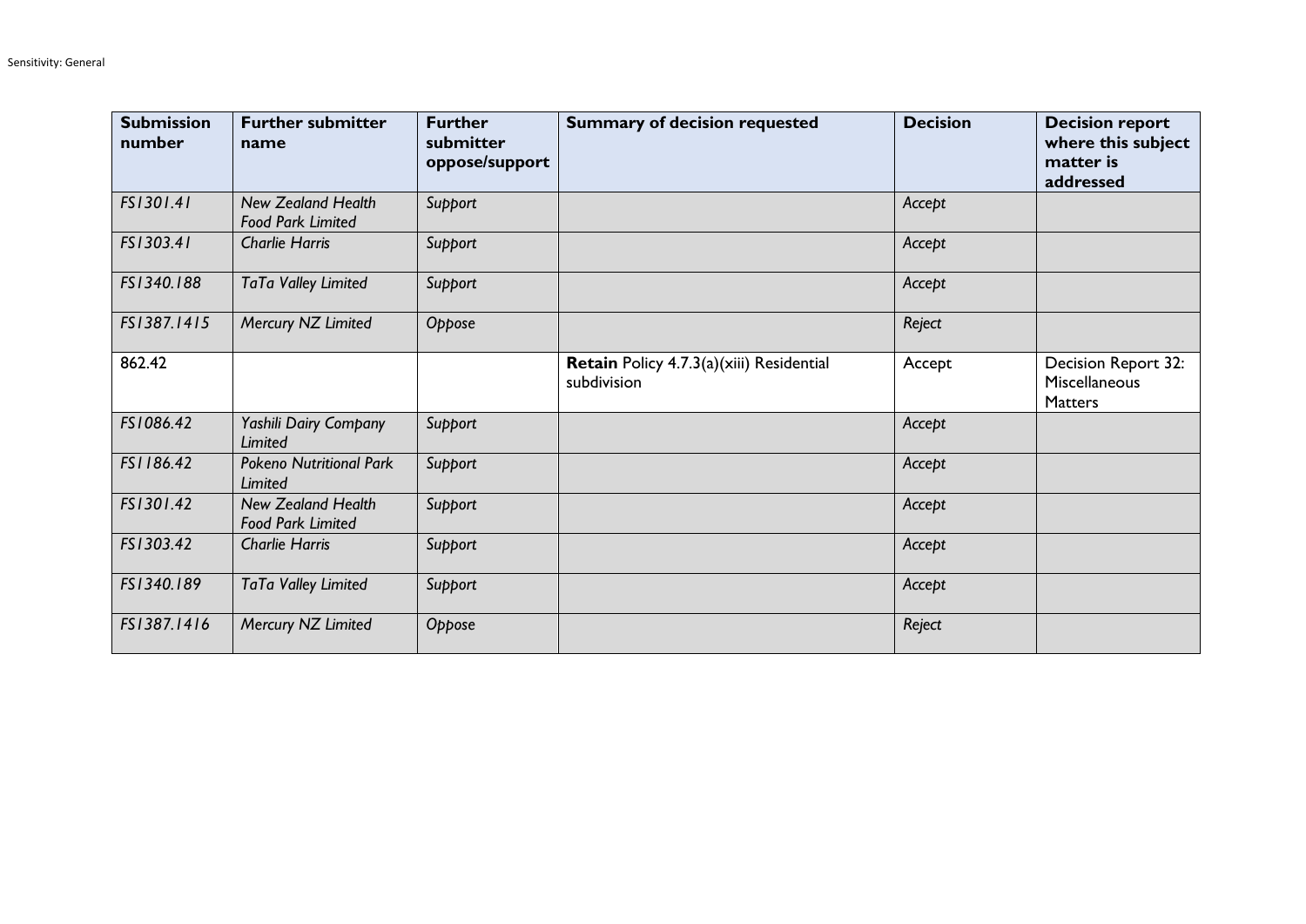| Submission number | Further submitter name | Further submitter oppose/support | Summary of decision requested | Decision | Decision report where this subject matter is addressed |
|---|---|---|---|---|---|
| *FS1301.41* | *New Zealand Health Food Park Limited* | *Support* | | *Accept* | |
| *FS1303.41* | *Charlie Harris* | *Support* | | *Accept* | |
| *FS1340.188* | *TaTa Valley Limited* | *Support* | | *Accept* | |
| *FS1387.1415* | *Mercury NZ Limited* | *Oppose* | | *Reject* | |
| 862.42 | | | **Retain** Policy 4.7.3(a)(xiii) Residential subdivision | Accept | Decision Report 32: Miscellaneous Matters |
| *FS1086.42* | *Yashili Dairy Company Limited* | *Support* | | *Accept* | |
| *FS1186.42* | *Pokeno Nutritional Park Limited* | *Support* | | *Accept* | |
| *FS1301.42* | *New Zealand Health Food Park Limited* | *Support* | | *Accept* | |
| *FS1303.42* | *Charlie Harris* | *Support* | | *Accept* | |
| *FS1340.189* | *TaTa Valley Limited* | *Support* | | *Accept* | |
| *FS1387.1416* | *Mercury NZ Limited* | *Oppose* | | *Reject* | |